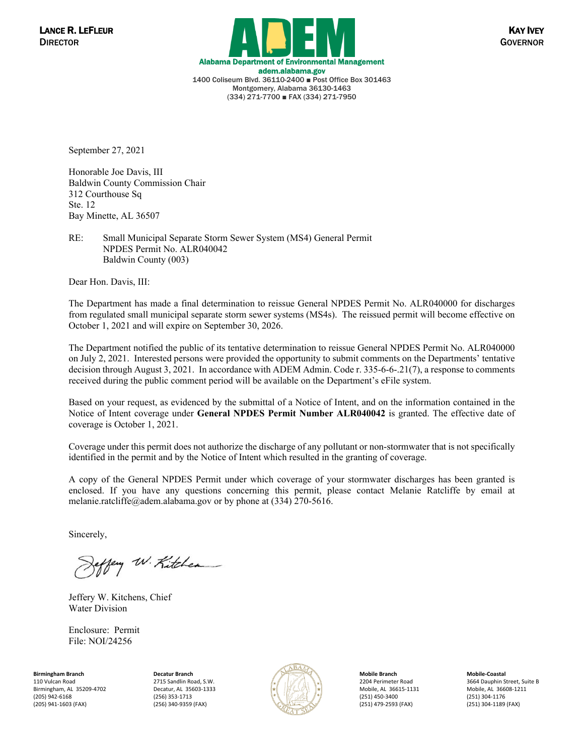LANCE R. LEFLEUR
DIRECTOR

**ADEM**
Alabama Department of Environmental Management
adem.alabama.gov
1400 Coliseum Blvd. 36110-2400 ■ Post Office Box 301463
Montgomery, Alabama 36130-1463
(334) 271-7700 ■ FAX (334) 271-7950

KAY IVEY
GOVERNOR

September 27, 2021

Honorable Joe Davis, III
Baldwin County Commission Chair
312 Courthouse Sq
Ste. 12
Bay Minette, AL 36507

RE: Small Municipal Separate Storm Sewer System (MS4) General Permit
NPDES Permit No. ALR040042
Baldwin County (003)

Dear Hon. Davis, III:

The Department has made a final determination to reissue General NPDES Permit No. ALR040000 for discharges from regulated small municipal separate storm sewer systems (MS4s). The reissued permit will become effective on October 1, 2021 and will expire on September 30, 2026.

The Department notified the public of its tentative determination to reissue General NPDES Permit No. ALR040000 on July 2, 2021. Interested persons were provided the opportunity to submit comments on the Departments' tentative decision through August 3, 2021. In accordance with ADEM Admin. Code r. 335-6-6-.21(7), a response to comments received during the public comment period will be available on the Department's eFile system.

Based on your request, as evidenced by the submittal of a Notice of Intent, and on the information contained in the Notice of Intent coverage under **General NPDES Permit Number ALR040042** is granted. The effective date of coverage is October 1, 2021.

Coverage under this permit does not authorize the discharge of any pollutant or non-stormwater that is not specifically identified in the permit and by the Notice of Intent which resulted in the granting of coverage.

A copy of the General NPDES Permit under which coverage of your stormwater discharges has been granted is enclosed. If you have any questions concerning this permit, please contact Melanie Ratcliffe by email at melanie.ratcliffe@adem.alabama.gov or by phone at (334) 270-5616.

Sincerely,

Jeffery W. Kitchens, Chief
Water Division

Enclosure: Permit
File: NOI/24256

**Birmingham Branch**
110 Vulcan Road
Birmingham, AL 35209-4702
(205) 942-6168
(205) 941-1603 (FAX)

**Decatur Branch**
2715 Sandlin Road, S.W.
Decatur, AL 35603-1333
(256) 353-1713
(256) 340-9359 (FAX)

**Mobile Branch**
2204 Perimeter Road
Mobile, AL 36615-1131
(251) 450-3400
(251) 479-2593 (FAX)

**Mobile-Coastal**
3664 Dauphin Street, Suite B
Mobile, AL 36608-1211
(251) 304-1176
(251) 304-1189 (FAX)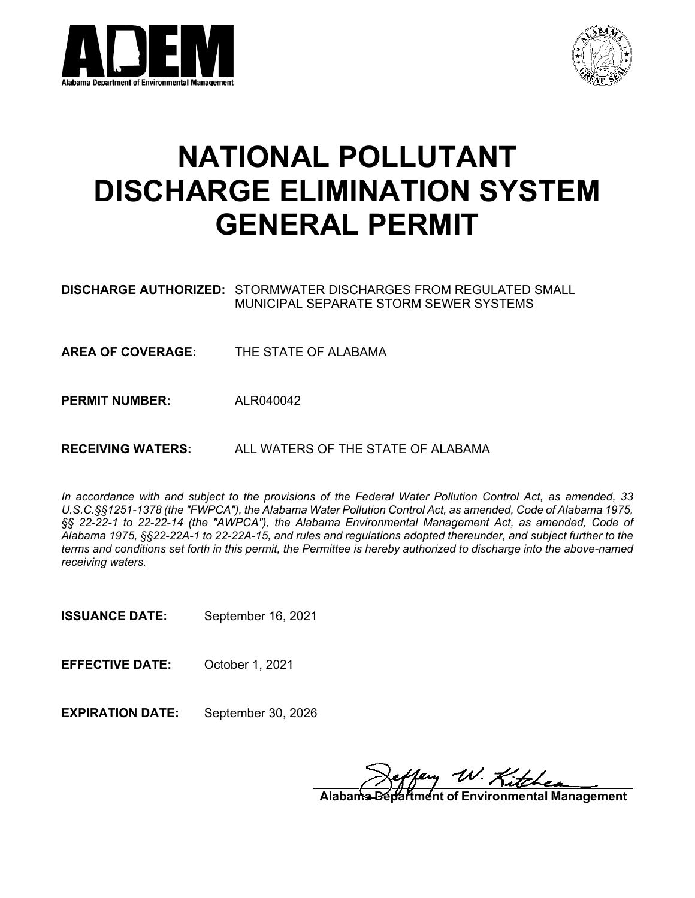ADEM

Alabama Department of Environmental Management

# NATIONAL POLLUTANT DISCHARGE ELIMINATION SYSTEM GENERAL PERMIT

**DISCHARGE AUTHORIZED:** STORMWATER DISCHARGES FROM REGULATED SMALL MUNICIPAL SEPARATE STORM SEWER SYSTEMS

**AREA OF COVERAGE:** THE STATE OF ALABAMA

**PERMIT NUMBER:** ALR040042

**RECEIVING WATERS:** ALL WATERS OF THE STATE OF ALABAMA

*In accordance with and subject to the provisions of the Federal Water Pollution Control Act, as amended, 33 U.S.C.§§1251-1378 (the "FWPCA"), the Alabama Water Pollution Control Act, as amended, Code of Alabama 1975, §§ 22-22-1 to 22-22-14 (the "AWPCA"), the Alabama Environmental Management Act, as amended, Code of Alabama 1975, §§22-22A-1 to 22-22A-15, and rules and regulations adopted thereunder, and subject further to the terms and conditions set forth in this permit, the Permittee is hereby authorized to discharge into the above-named receiving waters.*

**ISSUANCE DATE:** September 16, 2021

**EFFECTIVE DATE:** October 1, 2021

**EXPIRATION DATE:** September 30, 2026

Jeffery W. Kitchens

**Alabama Department of Environmental Management**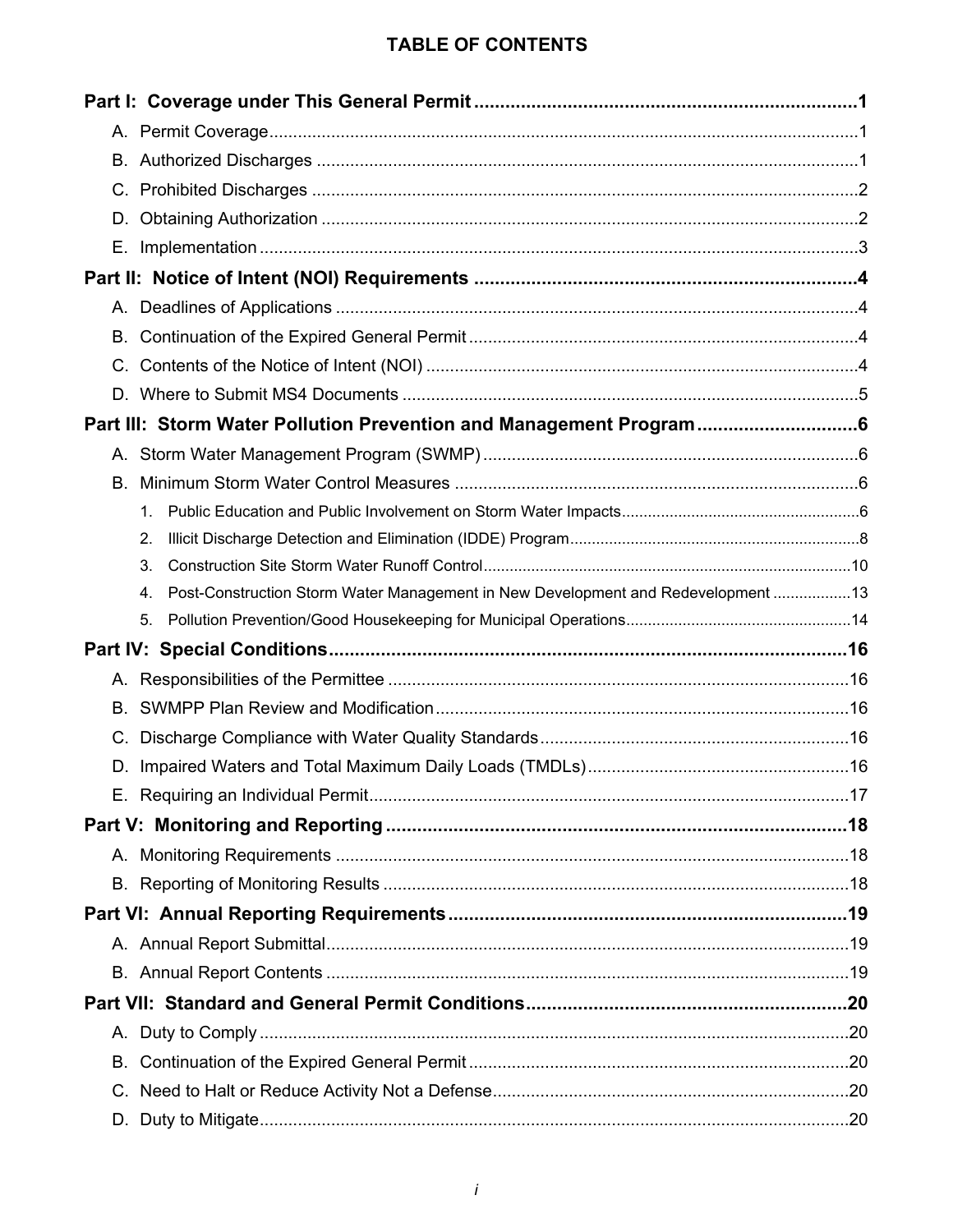# TABLE OF CONTENTS

**Part I: Coverage under This General Permit** .......... **1**

- A. Permit Coverage .......... 1
- B. Authorized Discharges .......... 1
- C. Prohibited Discharges .......... 2
- D. Obtaining Authorization .......... 2
- E. Implementation .......... 3

**Part II: Notice of Intent (NOI) Requirements** .......... **4**

- A. Deadlines of Applications .......... 4
- B. Continuation of the Expired General Permit .......... 4
- C. Contents of the Notice of Intent (NOI) .......... 4
- D. Where to Submit MS4 Documents .......... 5

**Part III: Storm Water Pollution Prevention and Management Program** .......... **6**

- A. Storm Water Management Program (SWMP) .......... 6
- B. Minimum Storm Water Control Measures .......... 6
  1. Public Education and Public Involvement on Storm Water Impacts .......... 6
  2. Illicit Discharge Detection and Elimination (IDDE) Program .......... 8
  3. Construction Site Storm Water Runoff Control .......... 10
  4. Post-Construction Storm Water Management in New Development and Redevelopment .......... 13
  5. Pollution Prevention/Good Housekeeping for Municipal Operations .......... 14

**Part IV: Special Conditions** .......... **16**

- A. Responsibilities of the Permittee .......... 16
- B. SWMPP Plan Review and Modification .......... 16
- C. Discharge Compliance with Water Quality Standards .......... 16
- D. Impaired Waters and Total Maximum Daily Loads (TMDLs) .......... 16
- E. Requiring an Individual Permit .......... 17

**Part V: Monitoring and Reporting** .......... **18**

- A. Monitoring Requirements .......... 18
- B. Reporting of Monitoring Results .......... 18

**Part VI: Annual Reporting Requirements** .......... **19**

- A. Annual Report Submittal .......... 19
- B. Annual Report Contents .......... 19

**Part VII: Standard and General Permit Conditions** .......... **20**

- A. Duty to Comply .......... 20
- B. Continuation of the Expired General Permit .......... 20
- C. Need to Halt or Reduce Activity Not a Defense .......... 20
- D. Duty to Mitigate .......... 20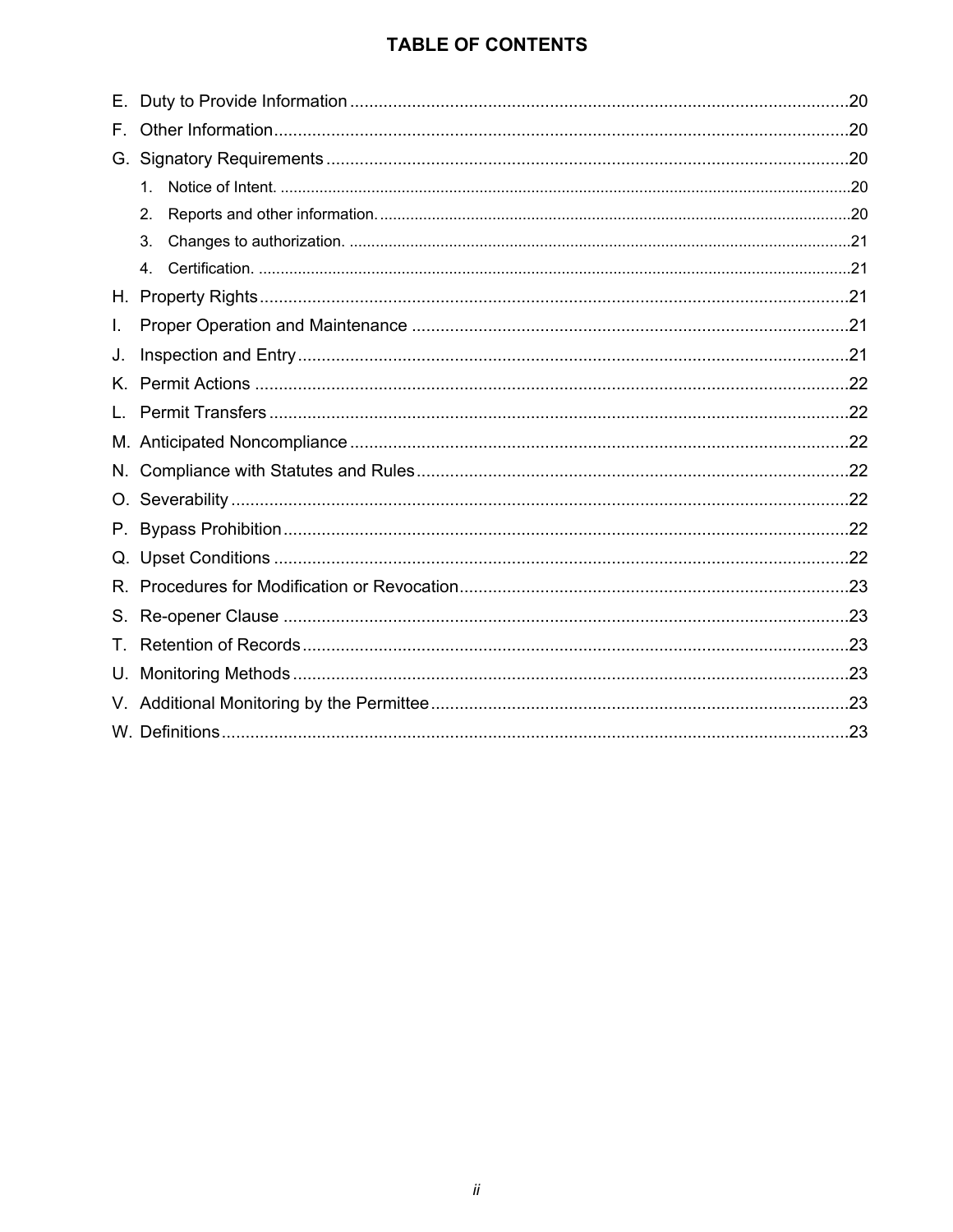# TABLE OF CONTENTS

E. Duty to Provide Information ....................................................................................................20

F. Other Information......................................................................................................................20

G. Signatory Requirements ..........................................................................................................20

   1. Notice of Intent. ....................................................................................................................20

   2. Reports and other information. ............................................................................................20

   3. Changes to authorization. ....................................................................................................21

   4. Certification. .........................................................................................................................21

H. Property Rights .........................................................................................................................21

I. Proper Operation and Maintenance ..........................................................................................21

J. Inspection and Entry .................................................................................................................21

K. Permit Actions ..........................................................................................................................22

L. Permit Transfers .......................................................................................................................22

M. Anticipated Noncompliance .....................................................................................................22

N. Compliance with Statutes and Rules ........................................................................................22

O. Severability ...............................................................................................................................22

P. Bypass Prohibition ....................................................................................................................22

Q. Upset Conditions ......................................................................................................................22

R. Procedures for Modification or Revocation ...............................................................................23

S. Re-opener Clause .....................................................................................................................23

T. Retention of Records ................................................................................................................23

U. Monitoring Methods ..................................................................................................................23

V. Additional Monitoring by the Permittee .....................................................................................23

W. Definitions ................................................................................................................................23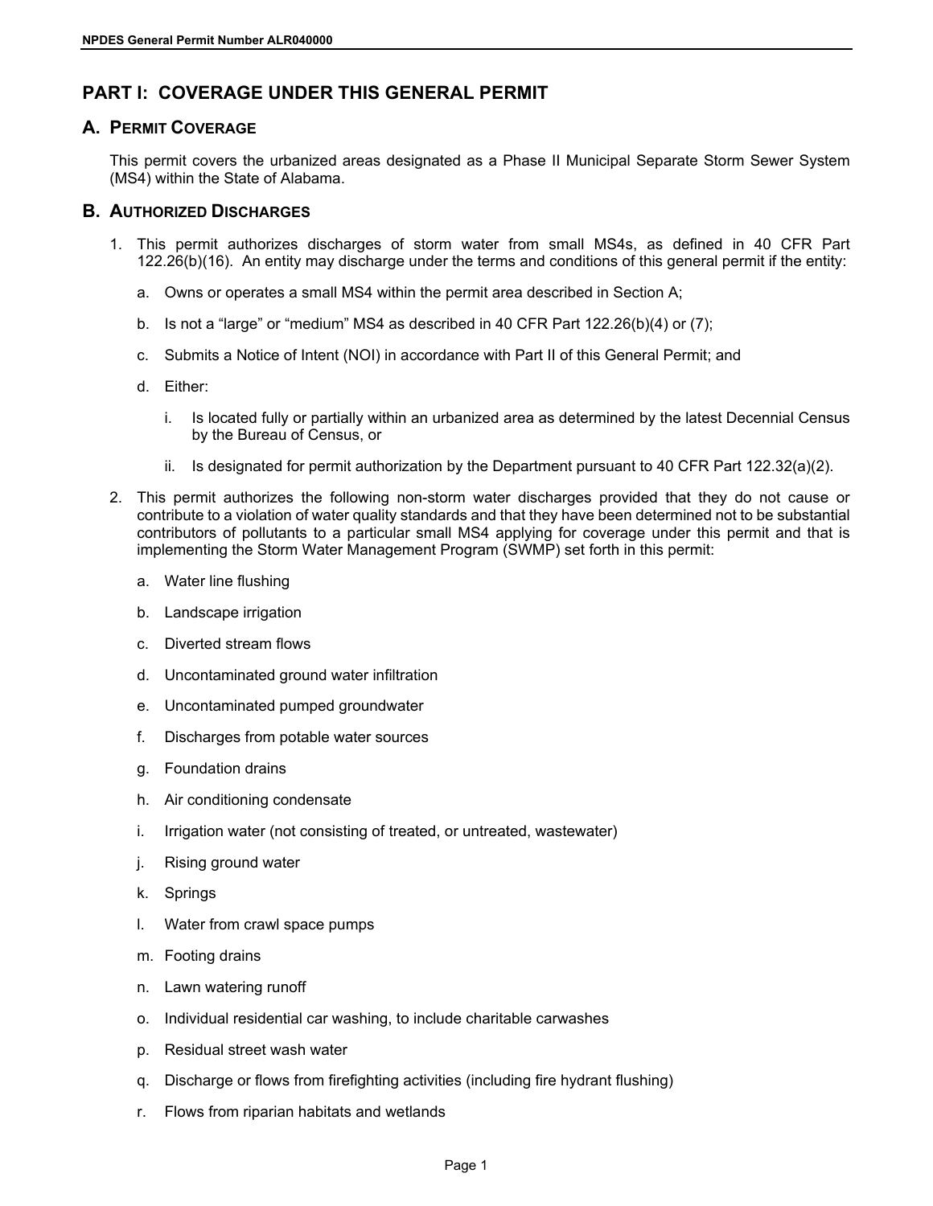# PART I: COVERAGE UNDER THIS GENERAL PERMIT

## A. PERMIT COVERAGE

This permit covers the urbanized areas designated as a Phase II Municipal Separate Storm Sewer System (MS4) within the State of Alabama.

## B. AUTHORIZED DISCHARGES

1. This permit authorizes discharges of storm water from small MS4s, as defined in 40 CFR Part 122.26(b)(16). An entity may discharge under the terms and conditions of this general permit if the entity:

   a. Owns or operates a small MS4 within the permit area described in Section A;

   b. Is not a "large" or "medium" MS4 as described in 40 CFR Part 122.26(b)(4) or (7);

   c. Submits a Notice of Intent (NOI) in accordance with Part II of this General Permit; and

   d. Either:

      i. Is located fully or partially within an urbanized area as determined by the latest Decennial Census by the Bureau of Census, or

      ii. Is designated for permit authorization by the Department pursuant to 40 CFR Part 122.32(a)(2).

2. This permit authorizes the following non-storm water discharges provided that they do not cause or contribute to a violation of water quality standards and that they have been determined not to be substantial contributors of pollutants to a particular small MS4 applying for coverage under this permit and that is implementing the Storm Water Management Program (SWMP) set forth in this permit:

   a. Water line flushing

   b. Landscape irrigation

   c. Diverted stream flows

   d. Uncontaminated ground water infiltration

   e. Uncontaminated pumped groundwater

   f. Discharges from potable water sources

   g. Foundation drains

   h. Air conditioning condensate

   i. Irrigation water (not consisting of treated, or untreated, wastewater)

   j. Rising ground water

   k. Springs

   l. Water from crawl space pumps

   m. Footing drains

   n. Lawn watering runoff

   o. Individual residential car washing, to include charitable carwashes

   p. Residual street wash water

   q. Discharge or flows from firefighting activities (including fire hydrant flushing)

   r. Flows from riparian habitats and wetlands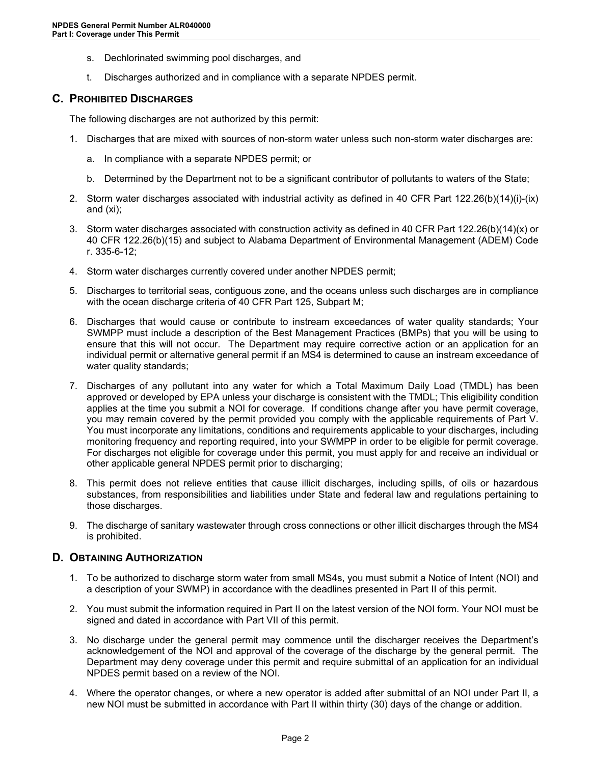s. Dechlorinated swimming pool discharges, and

t. Discharges authorized and in compliance with a separate NPDES permit.

## C. PROHIBITED DISCHARGES

The following discharges are not authorized by this permit:

1. Discharges that are mixed with sources of non-storm water unless such non-storm water discharges are:

   a. In compliance with a separate NPDES permit; or

   b. Determined by the Department not to be a significant contributor of pollutants to waters of the State;

2. Storm water discharges associated with industrial activity as defined in 40 CFR Part 122.26(b)(14)(i)-(ix) and (xi);

3. Storm water discharges associated with construction activity as defined in 40 CFR Part 122.26(b)(14)(x) or 40 CFR 122.26(b)(15) and subject to Alabama Department of Environmental Management (ADEM) Code r. 335-6-12;

4. Storm water discharges currently covered under another NPDES permit;

5. Discharges to territorial seas, contiguous zone, and the oceans unless such discharges are in compliance with the ocean discharge criteria of 40 CFR Part 125, Subpart M;

6. Discharges that would cause or contribute to instream exceedances of water quality standards; Your SWMPP must include a description of the Best Management Practices (BMPs) that you will be using to ensure that this will not occur. The Department may require corrective action or an application for an individual permit or alternative general permit if an MS4 is determined to cause an instream exceedance of water quality standards;

7. Discharges of any pollutant into any water for which a Total Maximum Daily Load (TMDL) has been approved or developed by EPA unless your discharge is consistent with the TMDL; This eligibility condition applies at the time you submit a NOI for coverage. If conditions change after you have permit coverage, you may remain covered by the permit provided you comply with the applicable requirements of Part V. You must incorporate any limitations, conditions and requirements applicable to your discharges, including monitoring frequency and reporting required, into your SWMPP in order to be eligible for permit coverage. For discharges not eligible for coverage under this permit, you must apply for and receive an individual or other applicable general NPDES permit prior to discharging;

8. This permit does not relieve entities that cause illicit discharges, including spills, of oils or hazardous substances, from responsibilities and liabilities under State and federal law and regulations pertaining to those discharges.

9. The discharge of sanitary wastewater through cross connections or other illicit discharges through the MS4 is prohibited.

## D. OBTAINING AUTHORIZATION

1. To be authorized to discharge storm water from small MS4s, you must submit a Notice of Intent (NOI) and a description of your SWMP) in accordance with the deadlines presented in Part II of this permit.

2. You must submit the information required in Part II on the latest version of the NOI form. Your NOI must be signed and dated in accordance with Part VII of this permit.

3. No discharge under the general permit may commence until the discharger receives the Department's acknowledgement of the NOI and approval of the coverage of the discharge by the general permit. The Department may deny coverage under this permit and require submittal of an application for an individual NPDES permit based on a review of the NOI.

4. Where the operator changes, or where a new operator is added after submittal of an NOI under Part II, a new NOI must be submitted in accordance with Part II within thirty (30) days of the change or addition.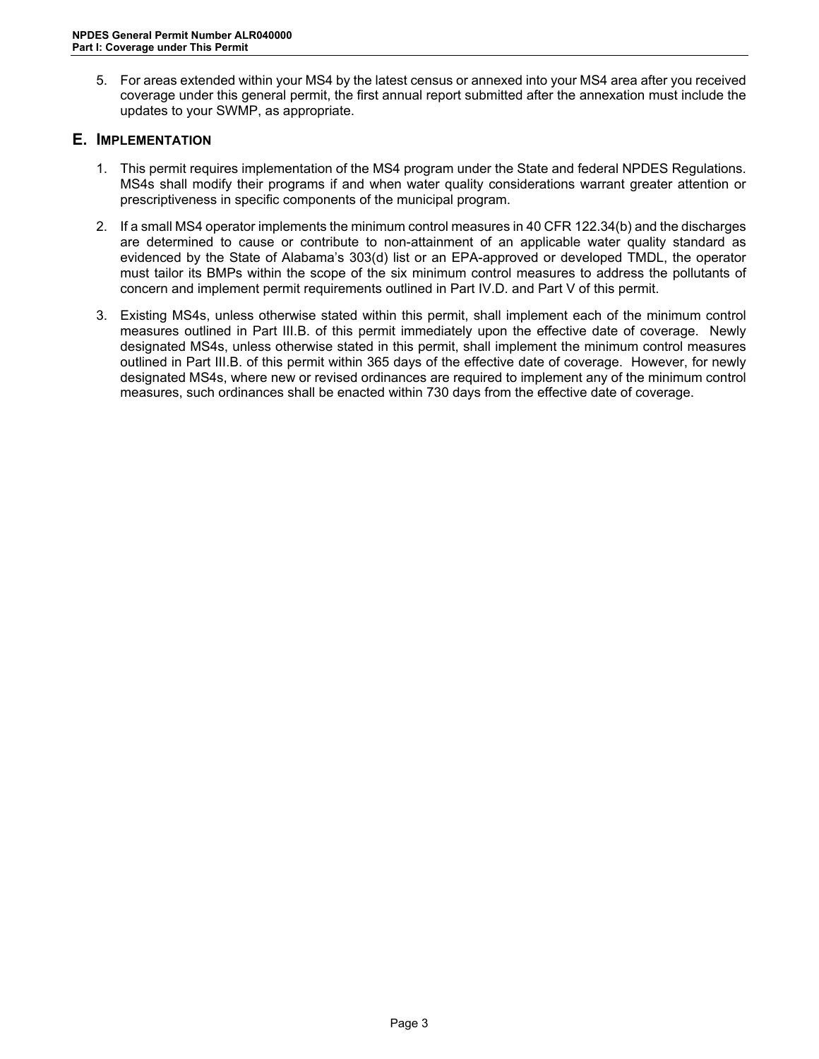5. For areas extended within your MS4 by the latest census or annexed into your MS4 area after you received coverage under this general permit, the first annual report submitted after the annexation must include the updates to your SWMP, as appropriate.

## E. IMPLEMENTATION

1. This permit requires implementation of the MS4 program under the State and federal NPDES Regulations. MS4s shall modify their programs if and when water quality considerations warrant greater attention or prescriptiveness in specific components of the municipal program.

2. If a small MS4 operator implements the minimum control measures in 40 CFR 122.34(b) and the discharges are determined to cause or contribute to non-attainment of an applicable water quality standard as evidenced by the State of Alabama's 303(d) list or an EPA-approved or developed TMDL, the operator must tailor its BMPs within the scope of the six minimum control measures to address the pollutants of concern and implement permit requirements outlined in Part IV.D. and Part V of this permit.

3. Existing MS4s, unless otherwise stated within this permit, shall implement each of the minimum control measures outlined in Part III.B. of this permit immediately upon the effective date of coverage. Newly designated MS4s, unless otherwise stated in this permit, shall implement the minimum control measures outlined in Part III.B. of this permit within 365 days of the effective date of coverage. However, for newly designated MS4s, where new or revised ordinances are required to implement any of the minimum control measures, such ordinances shall be enacted within 730 days from the effective date of coverage.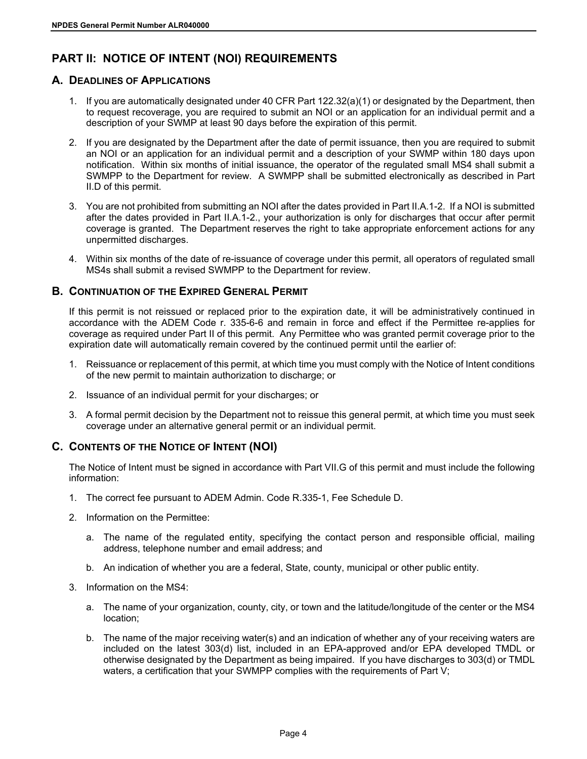## PART II: NOTICE OF INTENT (NOI) REQUIREMENTS

### A. DEADLINES OF APPLICATIONS

1. If you are automatically designated under 40 CFR Part 122.32(a)(1) or designated by the Department, then to request recoverage, you are required to submit an NOI or an application for an individual permit and a description of your SWMP at least 90 days before the expiration of this permit.

2. If you are designated by the Department after the date of permit issuance, then you are required to submit an NOI or an application for an individual permit and a description of your SWMP within 180 days upon notification. Within six months of initial issuance, the operator of the regulated small MS4 shall submit a SWMPP to the Department for review. A SWMPP shall be submitted electronically as described in Part II.D of this permit.

3. You are not prohibited from submitting an NOI after the dates provided in Part II.A.1-2. If a NOI is submitted after the dates provided in Part II.A.1-2., your authorization is only for discharges that occur after permit coverage is granted. The Department reserves the right to take appropriate enforcement actions for any unpermitted discharges.

4. Within six months of the date of re-issuance of coverage under this permit, all operators of regulated small MS4s shall submit a revised SWMPP to the Department for review.

### B. CONTINUATION OF THE EXPIRED GENERAL PERMIT

If this permit is not reissued or replaced prior to the expiration date, it will be administratively continued in accordance with the ADEM Code r. 335-6-6 and remain in force and effect if the Permittee re-applies for coverage as required under Part II of this permit. Any Permittee who was granted permit coverage prior to the expiration date will automatically remain covered by the continued permit until the earlier of:

1. Reissuance or replacement of this permit, at which time you must comply with the Notice of Intent conditions of the new permit to maintain authorization to discharge; or

2. Issuance of an individual permit for your discharges; or

3. A formal permit decision by the Department not to reissue this general permit, at which time you must seek coverage under an alternative general permit or an individual permit.

### C. CONTENTS OF THE NOTICE OF INTENT (NOI)

The Notice of Intent must be signed in accordance with Part VII.G of this permit and must include the following information:

1. The correct fee pursuant to ADEM Admin. Code R.335-1, Fee Schedule D.

2. Information on the Permittee:

   a. The name of the regulated entity, specifying the contact person and responsible official, mailing address, telephone number and email address; and

   b. An indication of whether you are a federal, State, county, municipal or other public entity.

3. Information on the MS4:

   a. The name of your organization, county, city, or town and the latitude/longitude of the center or the MS4 location;

   b. The name of the major receiving water(s) and an indication of whether any of your receiving waters are included on the latest 303(d) list, included in an EPA-approved and/or EPA developed TMDL or otherwise designated by the Department as being impaired. If you have discharges to 303(d) or TMDL waters, a certification that your SWMPP complies with the requirements of Part V;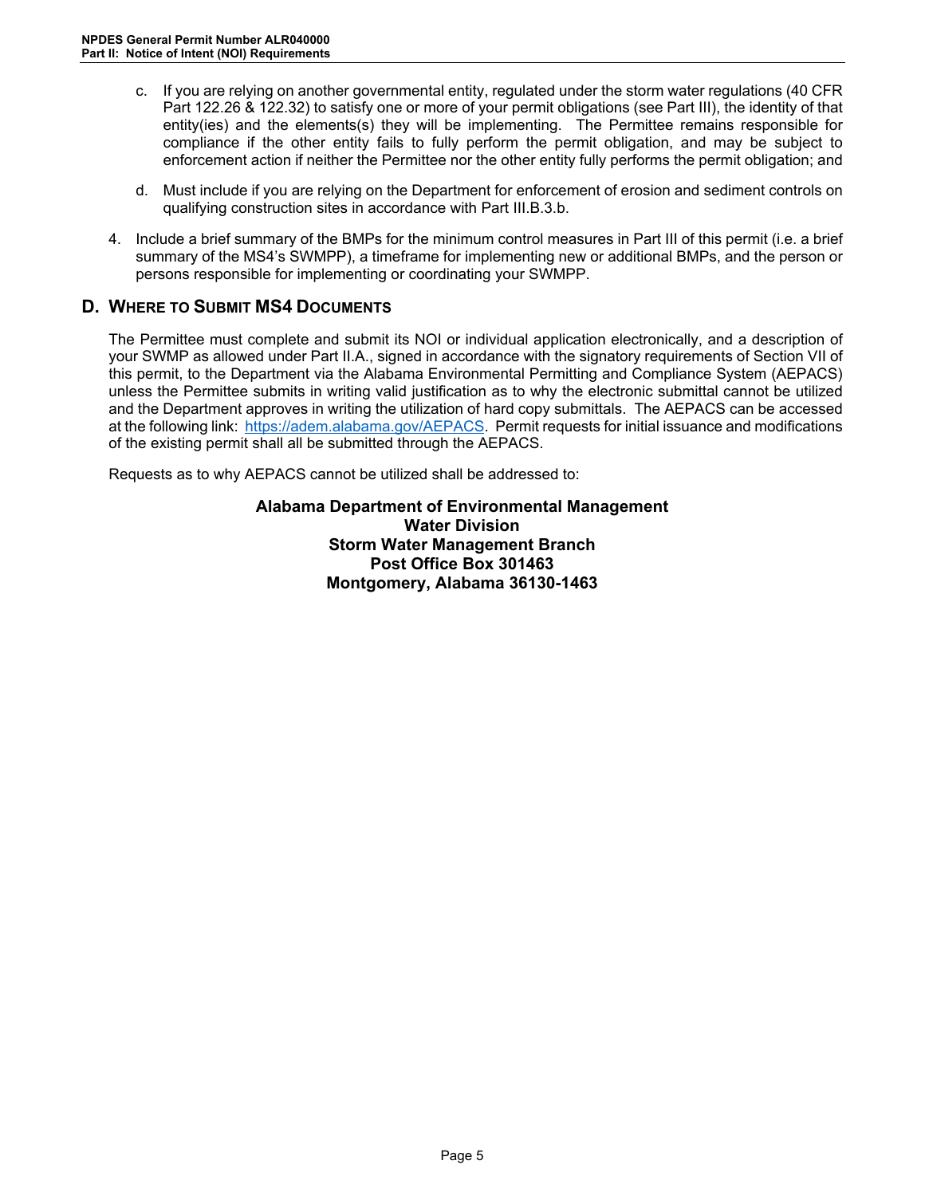c. If you are relying on another governmental entity, regulated under the storm water regulations (40 CFR Part 122.26 & 122.32) to satisfy one or more of your permit obligations (see Part III), the identity of that entity(ies) and the elements(s) they will be implementing. The Permittee remains responsible for compliance if the other entity fails to fully perform the permit obligation, and may be subject to enforcement action if neither the Permittee nor the other entity fully performs the permit obligation; and

d. Must include if you are relying on the Department for enforcement of erosion and sediment controls on qualifying construction sites in accordance with Part III.B.3.b.

4. Include a brief summary of the BMPs for the minimum control measures in Part III of this permit (i.e. a brief summary of the MS4's SWMPP), a timeframe for implementing new or additional BMPs, and the person or persons responsible for implementing or coordinating your SWMPP.

## D. Where to Submit MS4 Documents

The Permittee must complete and submit its NOI or individual application electronically, and a description of your SWMP as allowed under Part II.A., signed in accordance with the signatory requirements of Section VII of this permit, to the Department via the Alabama Environmental Permitting and Compliance System (AEPACS) unless the Permittee submits in writing valid justification as to why the electronic submittal cannot be utilized and the Department approves in writing the utilization of hard copy submittals. The AEPACS can be accessed at the following link: https://adem.alabama.gov/AEPACS. Permit requests for initial issuance and modifications of the existing permit shall all be submitted through the AEPACS.

Requests as to why AEPACS cannot be utilized shall be addressed to:

**Alabama Department of Environmental Management**
**Water Division**
**Storm Water Management Branch**
**Post Office Box 301463**
**Montgomery, Alabama 36130-1463**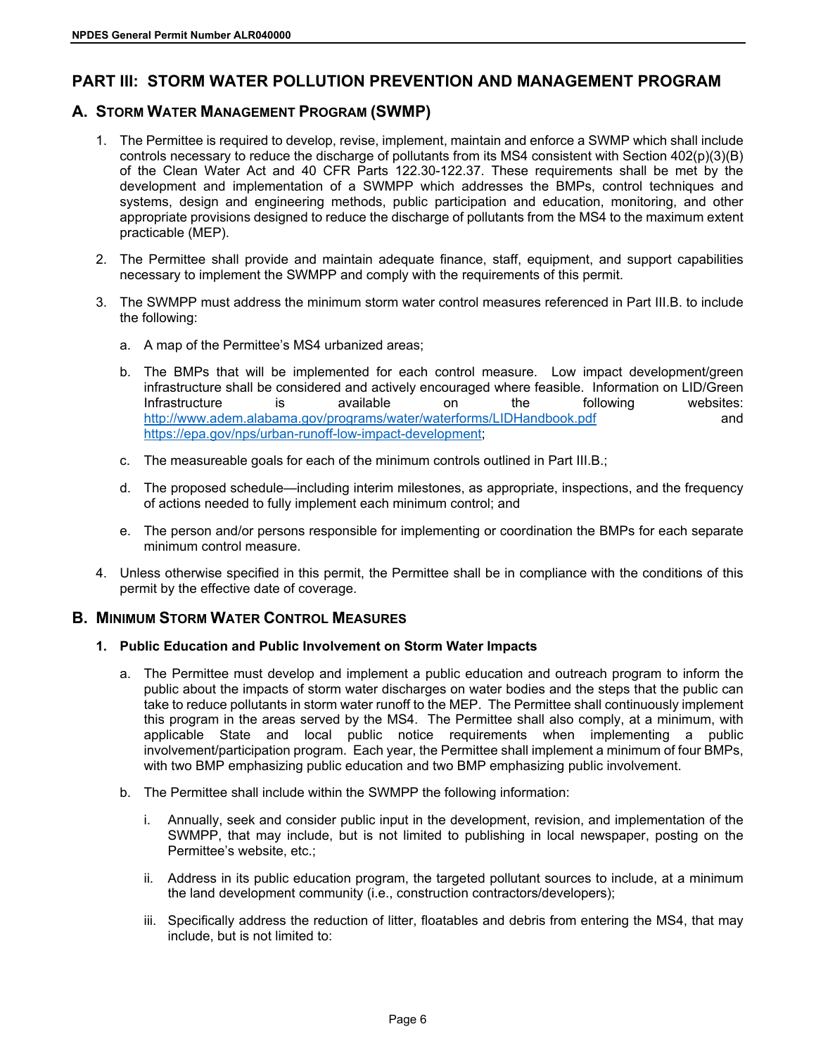# PART III: STORM WATER POLLUTION PREVENTION AND MANAGEMENT PROGRAM

## A. Storm Water Management Program (SWMP)

1. The Permittee is required to develop, revise, implement, maintain and enforce a SWMP which shall include controls necessary to reduce the discharge of pollutants from its MS4 consistent with Section 402(p)(3)(B) of the Clean Water Act and 40 CFR Parts 122.30-122.37. These requirements shall be met by the development and implementation of a SWMPP which addresses the BMPs, control techniques and systems, design and engineering methods, public participation and education, monitoring, and other appropriate provisions designed to reduce the discharge of pollutants from the MS4 to the maximum extent practicable (MEP).

2. The Permittee shall provide and maintain adequate finance, staff, equipment, and support capabilities necessary to implement the SWMPP and comply with the requirements of this permit.

3. The SWMPP must address the minimum storm water control measures referenced in Part III.B. to include the following:

   a. A map of the Permittee's MS4 urbanized areas;

   b. The BMPs that will be implemented for each control measure. Low impact development/green infrastructure shall be considered and actively encouraged where feasible. Information on LID/Green Infrastructure is available on the following websites: http://www.adem.alabama.gov/programs/water/waterforms/LIDHandbook.pdf and https://epa.gov/nps/urban-runoff-low-impact-development;

   c. The measureable goals for each of the minimum controls outlined in Part III.B.;

   d. The proposed schedule—including interim milestones, as appropriate, inspections, and the frequency of actions needed to fully implement each minimum control; and

   e. The person and/or persons responsible for implementing or coordination the BMPs for each separate minimum control measure.

4. Unless otherwise specified in this permit, the Permittee shall be in compliance with the conditions of this permit by the effective date of coverage.

## B. Minimum Storm Water Control Measures

### 1. Public Education and Public Involvement on Storm Water Impacts

   a. The Permittee must develop and implement a public education and outreach program to inform the public about the impacts of storm water discharges on water bodies and the steps that the public can take to reduce pollutants in storm water runoff to the MEP. The Permittee shall continuously implement this program in the areas served by the MS4. The Permittee shall also comply, at a minimum, with applicable State and local public notice requirements when implementing a public involvement/participation program. Each year, the Permittee shall implement a minimum of four BMPs, with two BMP emphasizing public education and two BMP emphasizing public involvement.

   b. The Permittee shall include within the SWMPP the following information:

      i. Annually, seek and consider public input in the development, revision, and implementation of the SWMPP, that may include, but is not limited to publishing in local newspaper, posting on the Permittee's website, etc.;

      ii. Address in its public education program, the targeted pollutant sources to include, at a minimum the land development community (i.e., construction contractors/developers);

      iii. Specifically address the reduction of litter, floatables and debris from entering the MS4, that may include, but is not limited to: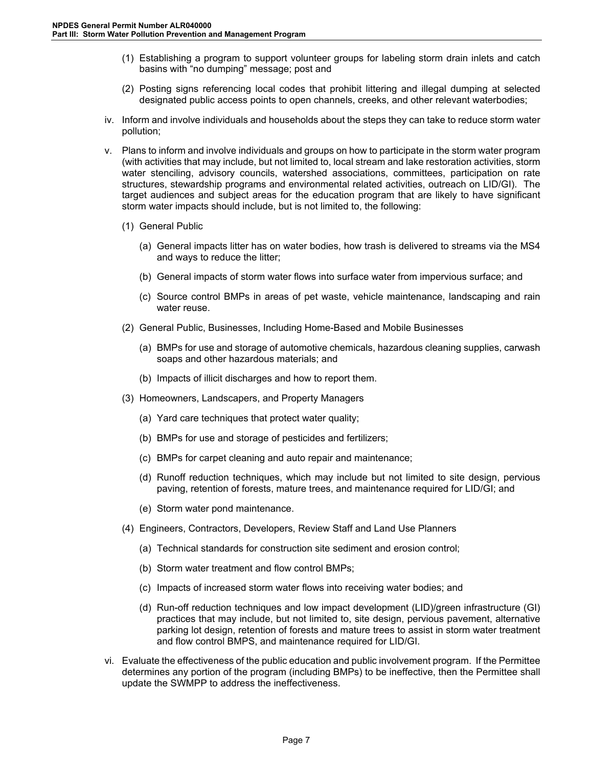(1) Establishing a program to support volunteer groups for labeling storm drain inlets and catch basins with "no dumping" message; post and

(2) Posting signs referencing local codes that prohibit littering and illegal dumping at selected designated public access points to open channels, creeks, and other relevant waterbodies;

iv. Inform and involve individuals and households about the steps they can take to reduce storm water pollution;

v. Plans to inform and involve individuals and groups on how to participate in the storm water program (with activities that may include, but not limited to, local stream and lake restoration activities, storm water stenciling, advisory councils, watershed associations, committees, participation on rate structures, stewardship programs and environmental related activities, outreach on LID/GI). The target audiences and subject areas for the education program that are likely to have significant storm water impacts should include, but is not limited to, the following:

(1) General Public

(a) General impacts litter has on water bodies, how trash is delivered to streams via the MS4 and ways to reduce the litter;

(b) General impacts of storm water flows into surface water from impervious surface; and

(c) Source control BMPs in areas of pet waste, vehicle maintenance, landscaping and rain water reuse.

(2) General Public, Businesses, Including Home-Based and Mobile Businesses

(a) BMPs for use and storage of automotive chemicals, hazardous cleaning supplies, carwash soaps and other hazardous materials; and

(b) Impacts of illicit discharges and how to report them.

(3) Homeowners, Landscapers, and Property Managers

(a) Yard care techniques that protect water quality;

(b) BMPs for use and storage of pesticides and fertilizers;

(c) BMPs for carpet cleaning and auto repair and maintenance;

(d) Runoff reduction techniques, which may include but not limited to site design, pervious paving, retention of forests, mature trees, and maintenance required for LID/GI; and

(e) Storm water pond maintenance.

(4) Engineers, Contractors, Developers, Review Staff and Land Use Planners

(a) Technical standards for construction site sediment and erosion control;

(b) Storm water treatment and flow control BMPs;

(c) Impacts of increased storm water flows into receiving water bodies; and

(d) Run-off reduction techniques and low impact development (LID)/green infrastructure (GI) practices that may include, but not limited to, site design, pervious pavement, alternative parking lot design, retention of forests and mature trees to assist in storm water treatment and flow control BMPS, and maintenance required for LID/GI.

vi. Evaluate the effectiveness of the public education and public involvement program. If the Permittee determines any portion of the program (including BMPs) to be ineffective, then the Permittee shall update the SWMPP to address the ineffectiveness.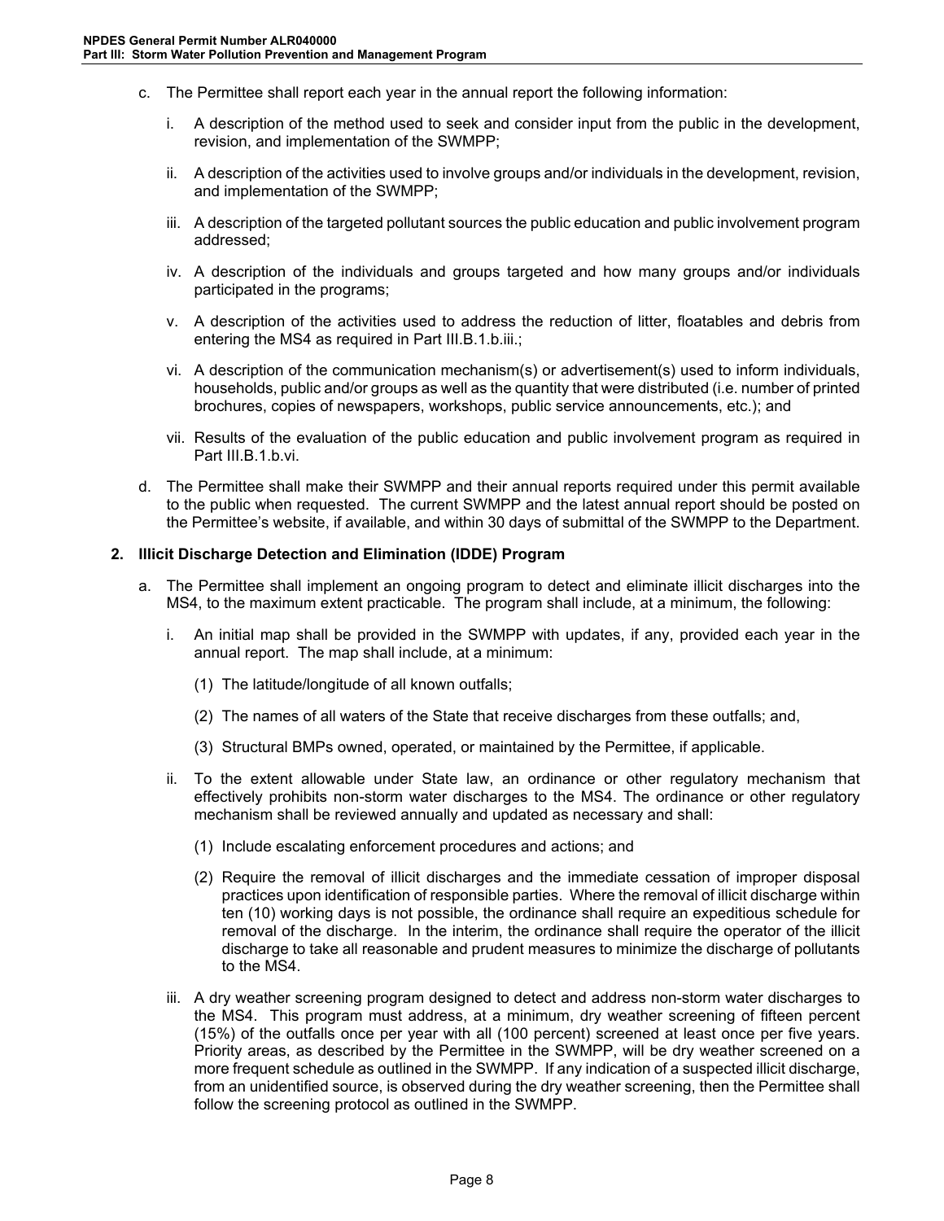c. The Permittee shall report each year in the annual report the following information:

   i. A description of the method used to seek and consider input from the public in the development, revision, and implementation of the SWMPP;

   ii. A description of the activities used to involve groups and/or individuals in the development, revision, and implementation of the SWMPP;

   iii. A description of the targeted pollutant sources the public education and public involvement program addressed;

   iv. A description of the individuals and groups targeted and how many groups and/or individuals participated in the programs;

   v. A description of the activities used to address the reduction of litter, floatables and debris from entering the MS4 as required in Part III.B.1.b.iii.;

   vi. A description of the communication mechanism(s) or advertisement(s) used to inform individuals, households, public and/or groups as well as the quantity that were distributed (i.e. number of printed brochures, copies of newspapers, workshops, public service announcements, etc.); and

   vii. Results of the evaluation of the public education and public involvement program as required in Part III.B.1.b.vi.

d. The Permittee shall make their SWMPP and their annual reports required under this permit available to the public when requested. The current SWMPP and the latest annual report should be posted on the Permittee's website, if available, and within 30 days of submittal of the SWMPP to the Department.

**2. Illicit Discharge Detection and Elimination (IDDE) Program**

a. The Permittee shall implement an ongoing program to detect and eliminate illicit discharges into the MS4, to the maximum extent practicable. The program shall include, at a minimum, the following:

   i. An initial map shall be provided in the SWMPP with updates, if any, provided each year in the annual report. The map shall include, at a minimum:

      (1) The latitude/longitude of all known outfalls;

      (2) The names of all waters of the State that receive discharges from these outfalls; and,

      (3) Structural BMPs owned, operated, or maintained by the Permittee, if applicable.

   ii. To the extent allowable under State law, an ordinance or other regulatory mechanism that effectively prohibits non-storm water discharges to the MS4. The ordinance or other regulatory mechanism shall be reviewed annually and updated as necessary and shall:

      (1) Include escalating enforcement procedures and actions; and

      (2) Require the removal of illicit discharges and the immediate cessation of improper disposal practices upon identification of responsible parties. Where the removal of illicit discharge within ten (10) working days is not possible, the ordinance shall require an expeditious schedule for removal of the discharge. In the interim, the ordinance shall require the operator of the illicit discharge to take all reasonable and prudent measures to minimize the discharge of pollutants to the MS4.

   iii. A dry weather screening program designed to detect and address non-storm water discharges to the MS4. This program must address, at a minimum, dry weather screening of fifteen percent (15%) of the outfalls once per year with all (100 percent) screened at least once per five years. Priority areas, as described by the Permittee in the SWMPP, will be dry weather screened on a more frequent schedule as outlined in the SWMPP. If any indication of a suspected illicit discharge, from an unidentified source, is observed during the dry weather screening, then the Permittee shall follow the screening protocol as outlined in the SWMPP.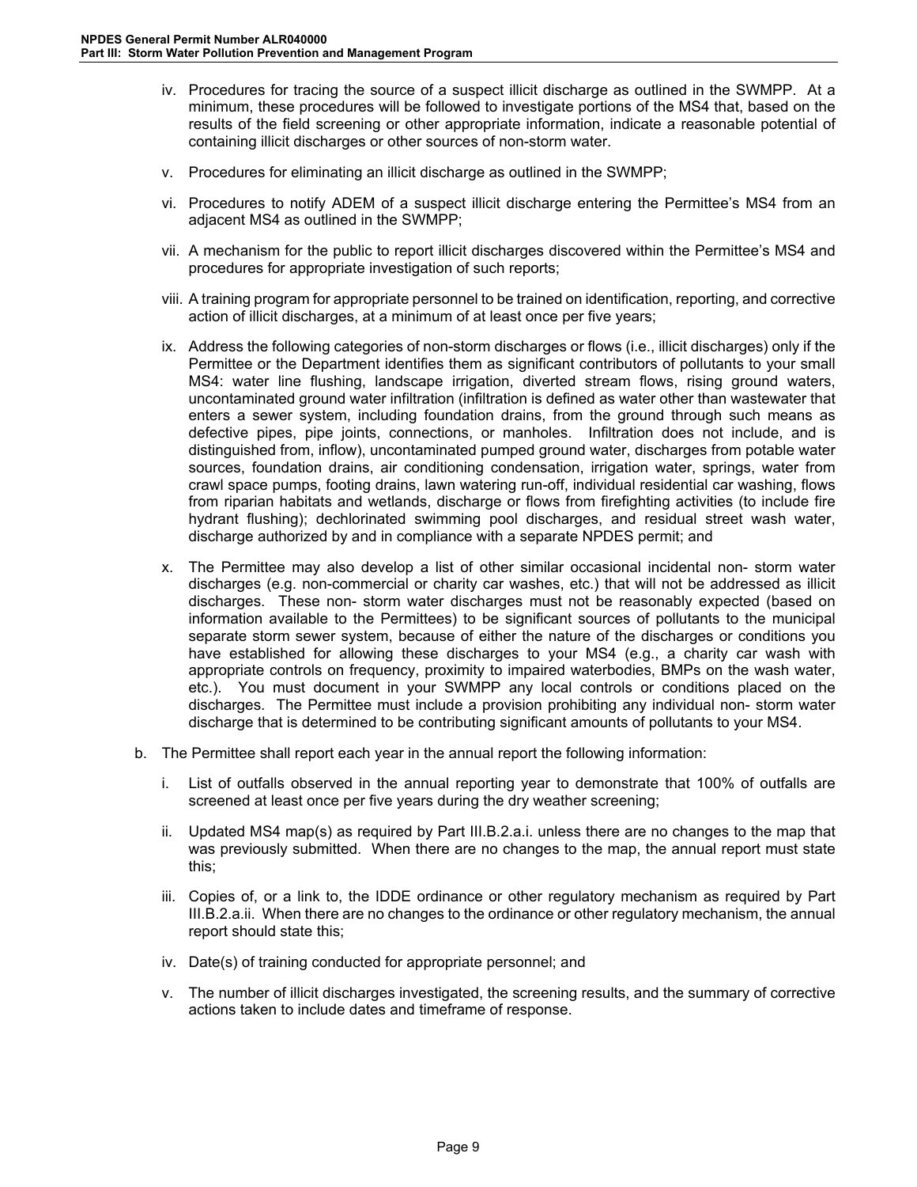iv. Procedures for tracing the source of a suspect illicit discharge as outlined in the SWMPP. At a minimum, these procedures will be followed to investigate portions of the MS4 that, based on the results of the field screening or other appropriate information, indicate a reasonable potential of containing illicit discharges or other sources of non-storm water.

v. Procedures for eliminating an illicit discharge as outlined in the SWMPP;

vi. Procedures to notify ADEM of a suspect illicit discharge entering the Permittee's MS4 from an adjacent MS4 as outlined in the SWMPP;

vii. A mechanism for the public to report illicit discharges discovered within the Permittee's MS4 and procedures for appropriate investigation of such reports;

viii. A training program for appropriate personnel to be trained on identification, reporting, and corrective action of illicit discharges, at a minimum of at least once per five years;

ix. Address the following categories of non-storm discharges or flows (i.e., illicit discharges) only if the Permittee or the Department identifies them as significant contributors of pollutants to your small MS4: water line flushing, landscape irrigation, diverted stream flows, rising ground waters, uncontaminated ground water infiltration (infiltration is defined as water other than wastewater that enters a sewer system, including foundation drains, from the ground through such means as defective pipes, pipe joints, connections, or manholes. Infiltration does not include, and is distinguished from, inflow), uncontaminated pumped ground water, discharges from potable water sources, foundation drains, air conditioning condensation, irrigation water, springs, water from crawl space pumps, footing drains, lawn watering run-off, individual residential car washing, flows from riparian habitats and wetlands, discharge or flows from firefighting activities (to include fire hydrant flushing); dechlorinated swimming pool discharges, and residual street wash water, discharge authorized by and in compliance with a separate NPDES permit; and

x. The Permittee may also develop a list of other similar occasional incidental non- storm water discharges (e.g. non-commercial or charity car washes, etc.) that will not be addressed as illicit discharges. These non- storm water discharges must not be reasonably expected (based on information available to the Permittees) to be significant sources of pollutants to the municipal separate storm sewer system, because of either the nature of the discharges or conditions you have established for allowing these discharges to your MS4 (e.g., a charity car wash with appropriate controls on frequency, proximity to impaired waterbodies, BMPs on the wash water, etc.). You must document in your SWMPP any local controls or conditions placed on the discharges. The Permittee must include a provision prohibiting any individual non- storm water discharge that is determined to be contributing significant amounts of pollutants to your MS4.

b. The Permittee shall report each year in the annual report the following information:

i. List of outfalls observed in the annual reporting year to demonstrate that 100% of outfalls are screened at least once per five years during the dry weather screening;

ii. Updated MS4 map(s) as required by Part III.B.2.a.i. unless there are no changes to the map that was previously submitted. When there are no changes to the map, the annual report must state this;

iii. Copies of, or a link to, the IDDE ordinance or other regulatory mechanism as required by Part III.B.2.a.ii. When there are no changes to the ordinance or other regulatory mechanism, the annual report should state this;

iv. Date(s) of training conducted for appropriate personnel; and

v. The number of illicit discharges investigated, the screening results, and the summary of corrective actions taken to include dates and timeframe of response.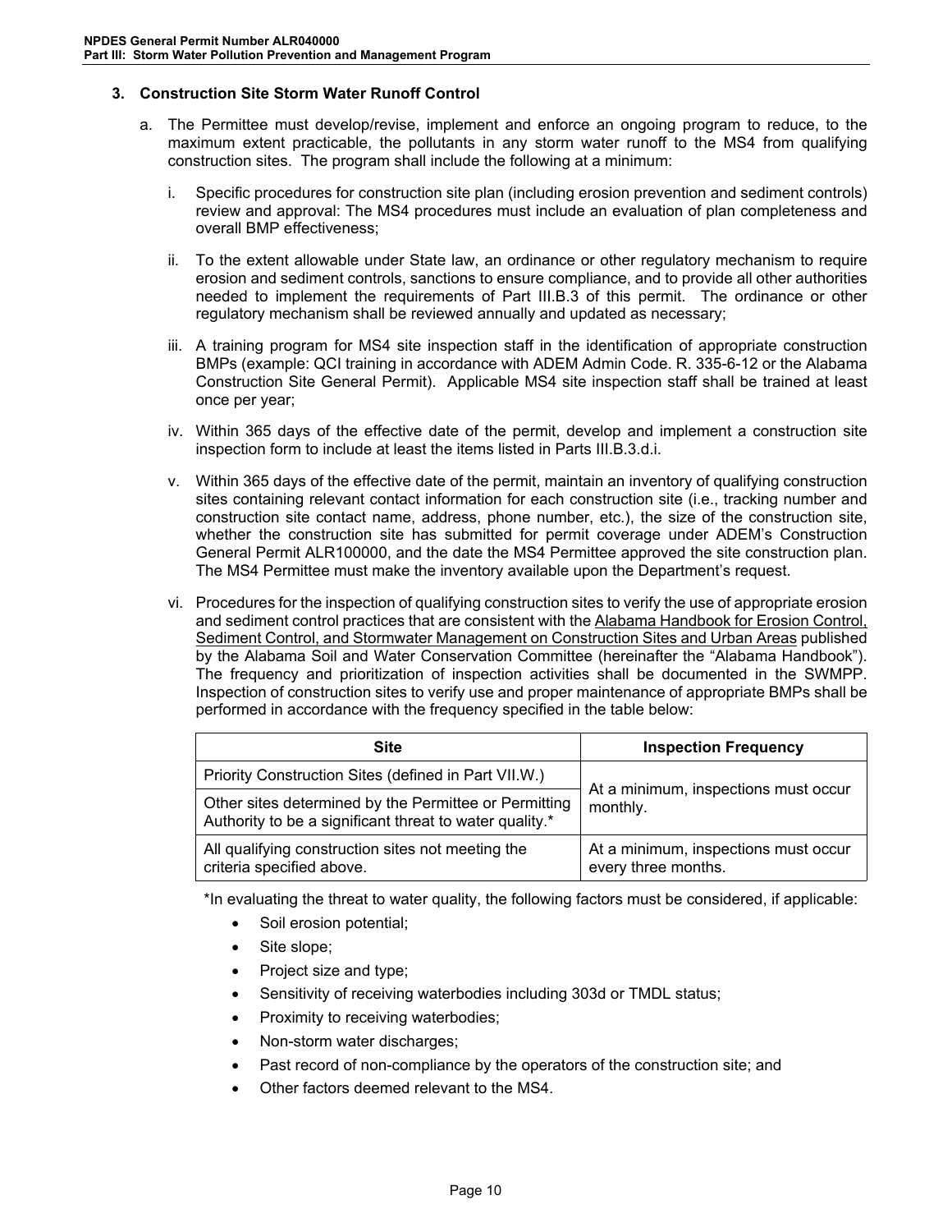### 3. Construction Site Storm Water Runoff Control

a. The Permittee must develop/revise, implement and enforce an ongoing program to reduce, to the maximum extent practicable, the pollutants in any storm water runoff to the MS4 from qualifying construction sites. The program shall include the following at a minimum:

   i. Specific procedures for construction site plan (including erosion prevention and sediment controls) review and approval: The MS4 procedures must include an evaluation of plan completeness and overall BMP effectiveness;

   ii. To the extent allowable under State law, an ordinance or other regulatory mechanism to require erosion and sediment controls, sanctions to ensure compliance, and to provide all other authorities needed to implement the requirements of Part III.B.3 of this permit. The ordinance or other regulatory mechanism shall be reviewed annually and updated as necessary;

   iii. A training program for MS4 site inspection staff in the identification of appropriate construction BMPs (example: QCI training in accordance with ADEM Admin Code. R. 335-6-12 or the Alabama Construction Site General Permit). Applicable MS4 site inspection staff shall be trained at least once per year;

   iv. Within 365 days of the effective date of the permit, develop and implement a construction site inspection form to include at least the items listed in Parts III.B.3.d.i.

   v. Within 365 days of the effective date of the permit, maintain an inventory of qualifying construction sites containing relevant contact information for each construction site (i.e., tracking number and construction site contact name, address, phone number, etc.), the size of the construction site, whether the construction site has submitted for permit coverage under ADEM's Construction General Permit ALR100000, and the date the MS4 Permittee approved the site construction plan. The MS4 Permittee must make the inventory available upon the Department's request.

   vi. Procedures for the inspection of qualifying construction sites to verify the use of appropriate erosion and sediment control practices that are consistent with the Alabama Handbook for Erosion Control, Sediment Control, and Stormwater Management on Construction Sites and Urban Areas published by the Alabama Soil and Water Conservation Committee (hereinafter the "Alabama Handbook"). The frequency and prioritization of inspection activities shall be documented in the SWMPP. Inspection of construction sites to verify use and proper maintenance of appropriate BMPs shall be performed in accordance with the frequency specified in the table below:

| Site | Inspection Frequency |
|---|---|
| Priority Construction Sites (defined in Part VII.W.) | At a minimum, inspections must occur monthly. |
| Other sites determined by the Permittee or Permitting Authority to be a significant threat to water quality.* | |
| All qualifying construction sites not meeting the criteria specified above. | At a minimum, inspections must occur every three months. |

*In evaluating the threat to water quality, the following factors must be considered, if applicable:

- Soil erosion potential;
- Site slope;
- Project size and type;
- Sensitivity of receiving waterbodies including 303d or TMDL status;
- Proximity to receiving waterbodies;
- Non-storm water discharges;
- Past record of non-compliance by the operators of the construction site; and
- Other factors deemed relevant to the MS4.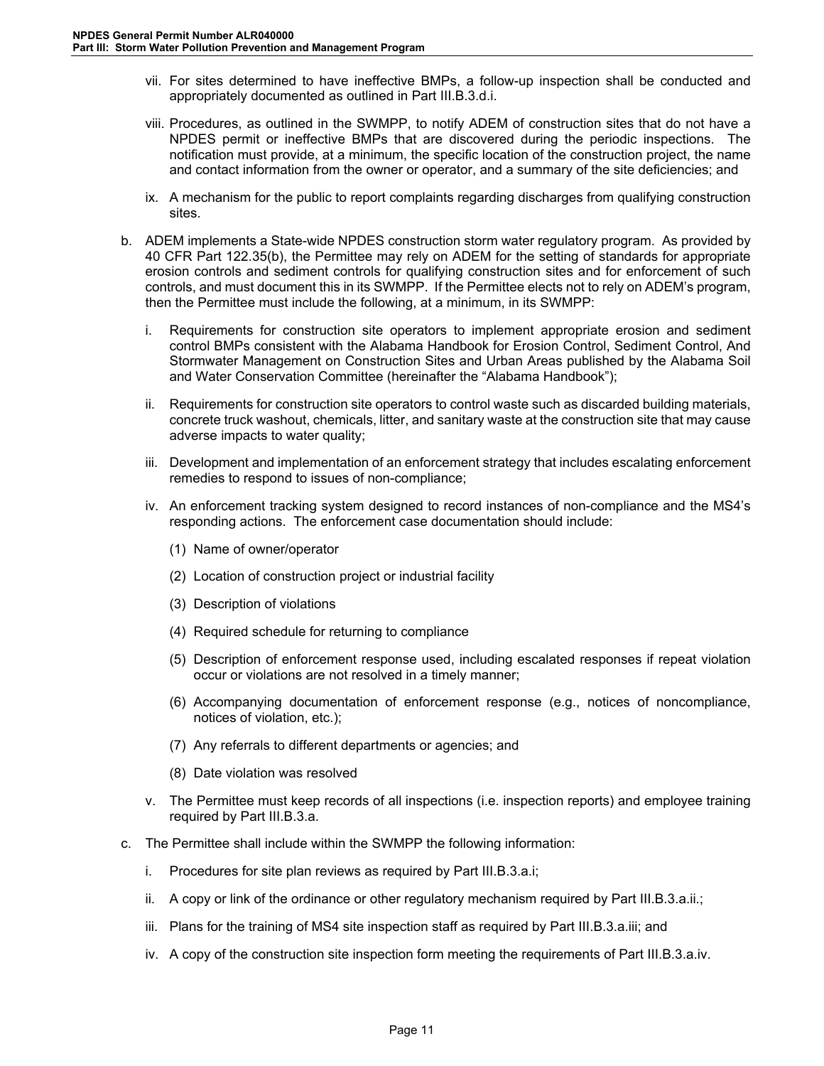vii. For sites determined to have ineffective BMPs, a follow-up inspection shall be conducted and appropriately documented as outlined in Part III.B.3.d.i.

viii. Procedures, as outlined in the SWMPP, to notify ADEM of construction sites that do not have a NPDES permit or ineffective BMPs that are discovered during the periodic inspections. The notification must provide, at a minimum, the specific location of the construction project, the name and contact information from the owner or operator, and a summary of the site deficiencies; and

ix. A mechanism for the public to report complaints regarding discharges from qualifying construction sites.

b. ADEM implements a State-wide NPDES construction storm water regulatory program. As provided by 40 CFR Part 122.35(b), the Permittee may rely on ADEM for the setting of standards for appropriate erosion controls and sediment controls for qualifying construction sites and for enforcement of such controls, and must document this in its SWMPP. If the Permittee elects not to rely on ADEM's program, then the Permittee must include the following, at a minimum, in its SWMPP:

   i. Requirements for construction site operators to implement appropriate erosion and sediment control BMPs consistent with the Alabama Handbook for Erosion Control, Sediment Control, And Stormwater Management on Construction Sites and Urban Areas published by the Alabama Soil and Water Conservation Committee (hereinafter the "Alabama Handbook");

   ii. Requirements for construction site operators to control waste such as discarded building materials, concrete truck washout, chemicals, litter, and sanitary waste at the construction site that may cause adverse impacts to water quality;

   iii. Development and implementation of an enforcement strategy that includes escalating enforcement remedies to respond to issues of non-compliance;

   iv. An enforcement tracking system designed to record instances of non-compliance and the MS4's responding actions. The enforcement case documentation should include:

      (1) Name of owner/operator

      (2) Location of construction project or industrial facility

      (3) Description of violations

      (4) Required schedule for returning to compliance

      (5) Description of enforcement response used, including escalated responses if repeat violation occur or violations are not resolved in a timely manner;

      (6) Accompanying documentation of enforcement response (e.g., notices of noncompliance, notices of violation, etc.);

      (7) Any referrals to different departments or agencies; and

      (8) Date violation was resolved

   v. The Permittee must keep records of all inspections (i.e. inspection reports) and employee training required by Part III.B.3.a.

c. The Permittee shall include within the SWMPP the following information:

   i. Procedures for site plan reviews as required by Part III.B.3.a.i;

   ii. A copy or link of the ordinance or other regulatory mechanism required by Part III.B.3.a.ii.;

   iii. Plans for the training of MS4 site inspection staff as required by Part III.B.3.a.iii; and

   iv. A copy of the construction site inspection form meeting the requirements of Part III.B.3.a.iv.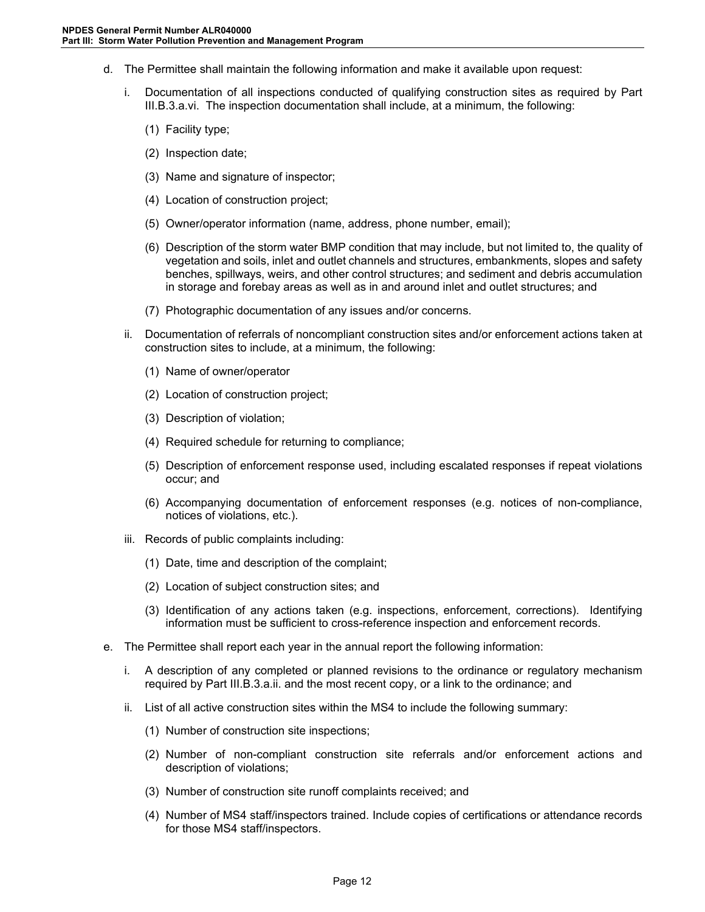d. The Permittee shall maintain the following information and make it available upon request:

   i. Documentation of all inspections conducted of qualifying construction sites as required by Part III.B.3.a.vi. The inspection documentation shall include, at a minimum, the following:

      (1) Facility type;

      (2) Inspection date;

      (3) Name and signature of inspector;

      (4) Location of construction project;

      (5) Owner/operator information (name, address, phone number, email);

      (6) Description of the storm water BMP condition that may include, but not limited to, the quality of vegetation and soils, inlet and outlet channels and structures, embankments, slopes and safety benches, spillways, weirs, and other control structures; and sediment and debris accumulation in storage and forebay areas as well as in and around inlet and outlet structures; and

      (7) Photographic documentation of any issues and/or concerns.

   ii. Documentation of referrals of noncompliant construction sites and/or enforcement actions taken at construction sites to include, at a minimum, the following:

      (1) Name of owner/operator

      (2) Location of construction project;

      (3) Description of violation;

      (4) Required schedule for returning to compliance;

      (5) Description of enforcement response used, including escalated responses if repeat violations occur; and

      (6) Accompanying documentation of enforcement responses (e.g. notices of non-compliance, notices of violations, etc.).

   iii. Records of public complaints including:

      (1) Date, time and description of the complaint;

      (2) Location of subject construction sites; and

      (3) Identification of any actions taken (e.g. inspections, enforcement, corrections). Identifying information must be sufficient to cross-reference inspection and enforcement records.

e. The Permittee shall report each year in the annual report the following information:

   i. A description of any completed or planned revisions to the ordinance or regulatory mechanism required by Part III.B.3.a.ii. and the most recent copy, or a link to the ordinance; and

   ii. List of all active construction sites within the MS4 to include the following summary:

      (1) Number of construction site inspections;

      (2) Number of non-compliant construction site referrals and/or enforcement actions and description of violations;

      (3) Number of construction site runoff complaints received; and

      (4) Number of MS4 staff/inspectors trained. Include copies of certifications or attendance records for those MS4 staff/inspectors.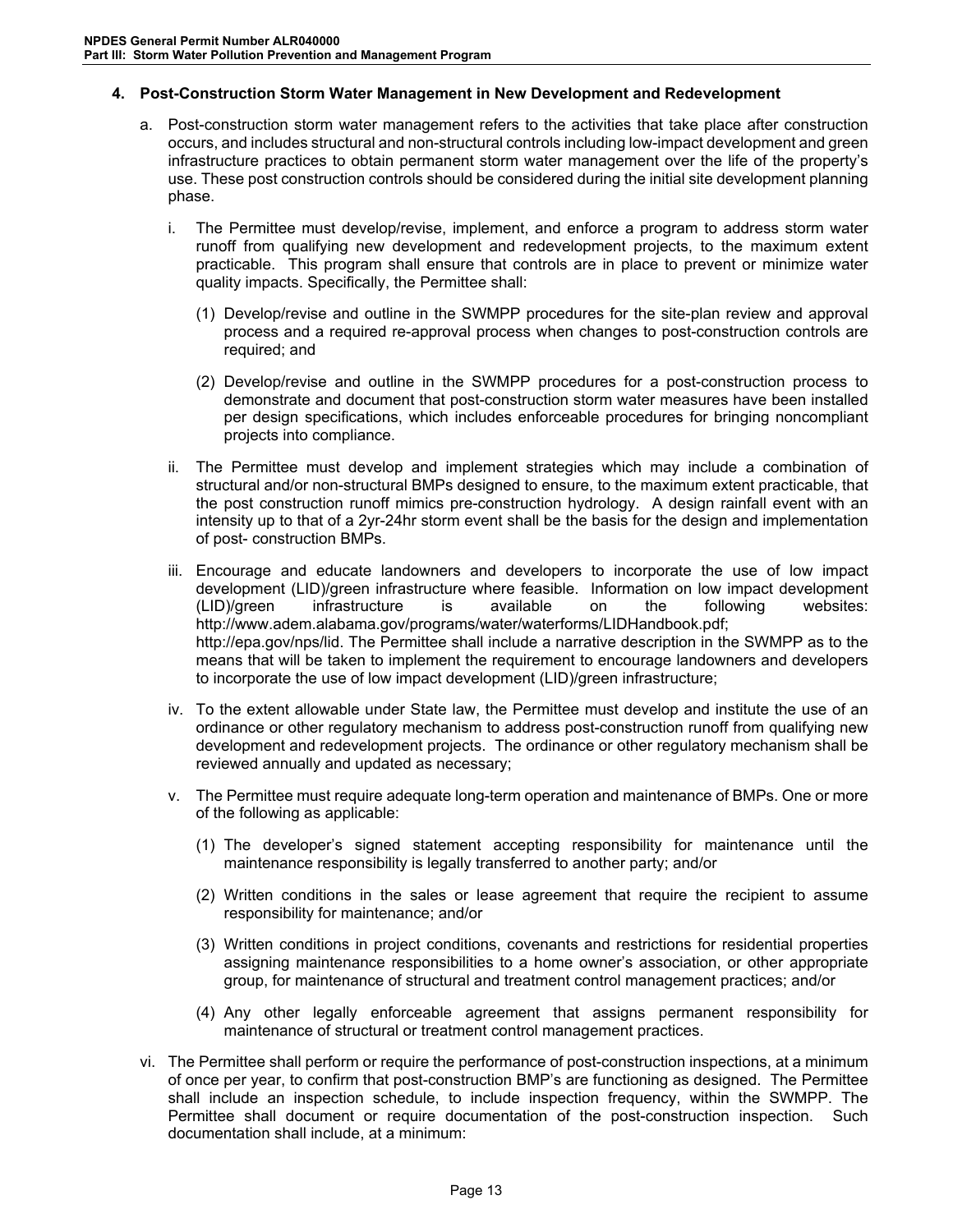## 4. Post-Construction Storm Water Management in New Development and Redevelopment

a. Post-construction storm water management refers to the activities that take place after construction occurs, and includes structural and non-structural controls including low-impact development and green infrastructure practices to obtain permanent storm water management over the life of the property's use. These post construction controls should be considered during the initial site development planning phase.

   i. The Permittee must develop/revise, implement, and enforce a program to address storm water runoff from qualifying new development and redevelopment projects, to the maximum extent practicable. This program shall ensure that controls are in place to prevent or minimize water quality impacts. Specifically, the Permittee shall:

      (1) Develop/revise and outline in the SWMPP procedures for the site-plan review and approval process and a required re-approval process when changes to post-construction controls are required; and

      (2) Develop/revise and outline in the SWMPP procedures for a post-construction process to demonstrate and document that post-construction storm water measures have been installed per design specifications, which includes enforceable procedures for bringing noncompliant projects into compliance.

   ii. The Permittee must develop and implement strategies which may include a combination of structural and/or non-structural BMPs designed to ensure, to the maximum extent practicable, that the post construction runoff mimics pre-construction hydrology. A design rainfall event with an intensity up to that of a 2yr-24hr storm event shall be the basis for the design and implementation of post- construction BMPs.

   iii. Encourage and educate landowners and developers to incorporate the use of low impact development (LID)/green infrastructure where feasible. Information on low impact development (LID)/green infrastructure is available on the following websites: http://www.adem.alabama.gov/programs/water/waterforms/LIDHandbook.pdf; http://epa.gov/nps/lid. The Permittee shall include a narrative description in the SWMPP as to the means that will be taken to implement the requirement to encourage landowners and developers to incorporate the use of low impact development (LID)/green infrastructure;

   iv. To the extent allowable under State law, the Permittee must develop and institute the use of an ordinance or other regulatory mechanism to address post-construction runoff from qualifying new development and redevelopment projects. The ordinance or other regulatory mechanism shall be reviewed annually and updated as necessary;

   v. The Permittee must require adequate long-term operation and maintenance of BMPs. One or more of the following as applicable:

      (1) The developer's signed statement accepting responsibility for maintenance until the maintenance responsibility is legally transferred to another party; and/or

      (2) Written conditions in the sales or lease agreement that require the recipient to assume responsibility for maintenance; and/or

      (3) Written conditions in project conditions, covenants and restrictions for residential properties assigning maintenance responsibilities to a home owner's association, or other appropriate group, for maintenance of structural and treatment control management practices; and/or

      (4) Any other legally enforceable agreement that assigns permanent responsibility for maintenance of structural or treatment control management practices.

   vi. The Permittee shall perform or require the performance of post-construction inspections, at a minimum of once per year, to confirm that post-construction BMP's are functioning as designed. The Permittee shall include an inspection schedule, to include inspection frequency, within the SWMPP. The Permittee shall document or require documentation of the post-construction inspection. Such documentation shall include, at a minimum: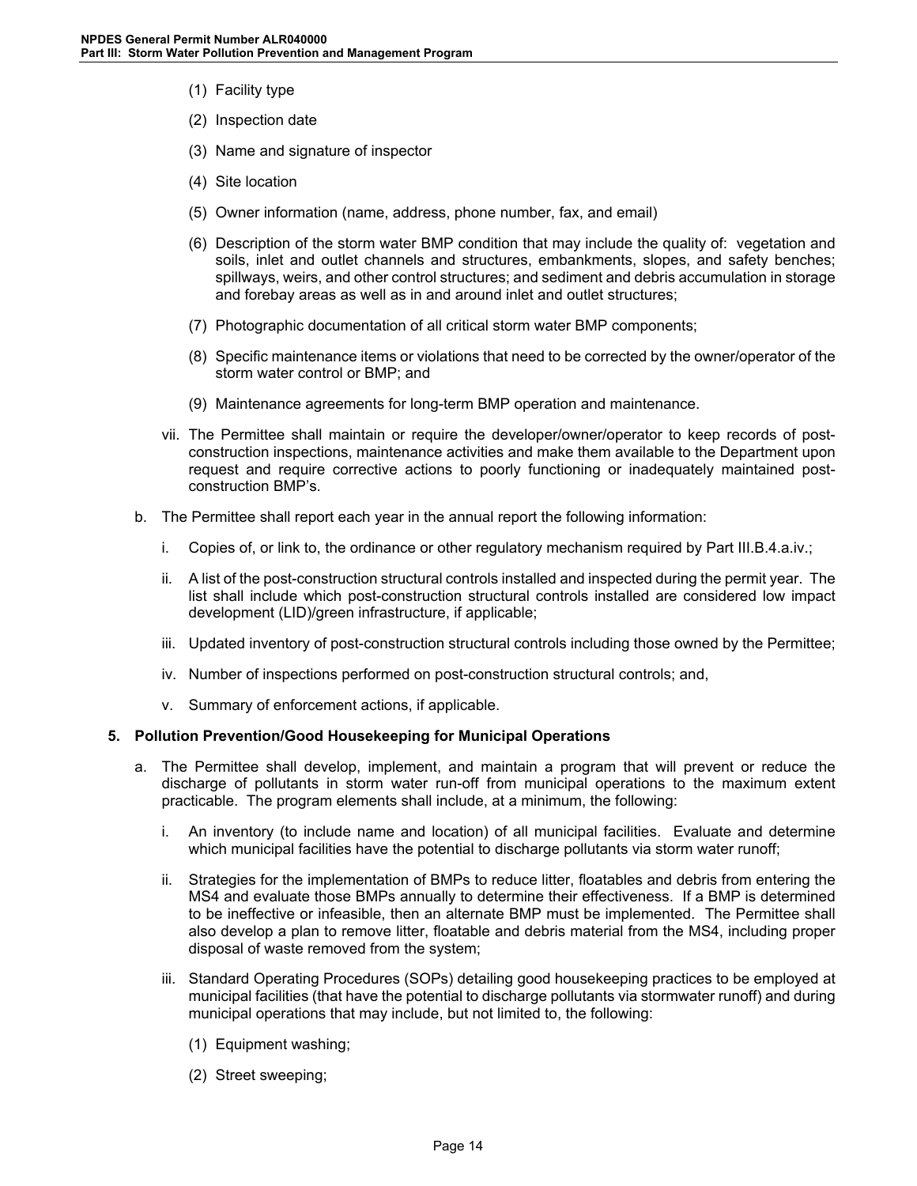(1) Facility type

(2) Inspection date

(3) Name and signature of inspector

(4) Site location

(5) Owner information (name, address, phone number, fax, and email)

(6) Description of the storm water BMP condition that may include the quality of: vegetation and soils, inlet and outlet channels and structures, embankments, slopes, and safety benches; spillways, weirs, and other control structures; and sediment and debris accumulation in storage and forebay areas as well as in and around inlet and outlet structures;

(7) Photographic documentation of all critical storm water BMP components;

(8) Specific maintenance items or violations that need to be corrected by the owner/operator of the storm water control or BMP; and

(9) Maintenance agreements for long-term BMP operation and maintenance.

vii. The Permittee shall maintain or require the developer/owner/operator to keep records of post-construction inspections, maintenance activities and make them available to the Department upon request and require corrective actions to poorly functioning or inadequately maintained post-construction BMP's.

b. The Permittee shall report each year in the annual report the following information:

i. Copies of, or link to, the ordinance or other regulatory mechanism required by Part III.B.4.a.iv.;

ii. A list of the post-construction structural controls installed and inspected during the permit year. The list shall include which post-construction structural controls installed are considered low impact development (LID)/green infrastructure, if applicable;

iii. Updated inventory of post-construction structural controls including those owned by the Permittee;

iv. Number of inspections performed on post-construction structural controls; and,

v. Summary of enforcement actions, if applicable.

**5. Pollution Prevention/Good Housekeeping for Municipal Operations**

a. The Permittee shall develop, implement, and maintain a program that will prevent or reduce the discharge of pollutants in storm water run-off from municipal operations to the maximum extent practicable. The program elements shall include, at a minimum, the following:

i. An inventory (to include name and location) of all municipal facilities. Evaluate and determine which municipal facilities have the potential to discharge pollutants via storm water runoff;

ii. Strategies for the implementation of BMPs to reduce litter, floatables and debris from entering the MS4 and evaluate those BMPs annually to determine their effectiveness. If a BMP is determined to be ineffective or infeasible, then an alternate BMP must be implemented. The Permittee shall also develop a plan to remove litter, floatable and debris material from the MS4, including proper disposal of waste removed from the system;

iii. Standard Operating Procedures (SOPs) detailing good housekeeping practices to be employed at municipal facilities (that have the potential to discharge pollutants via stormwater runoff) and during municipal operations that may include, but not limited to, the following:

(1) Equipment washing;

(2) Street sweeping;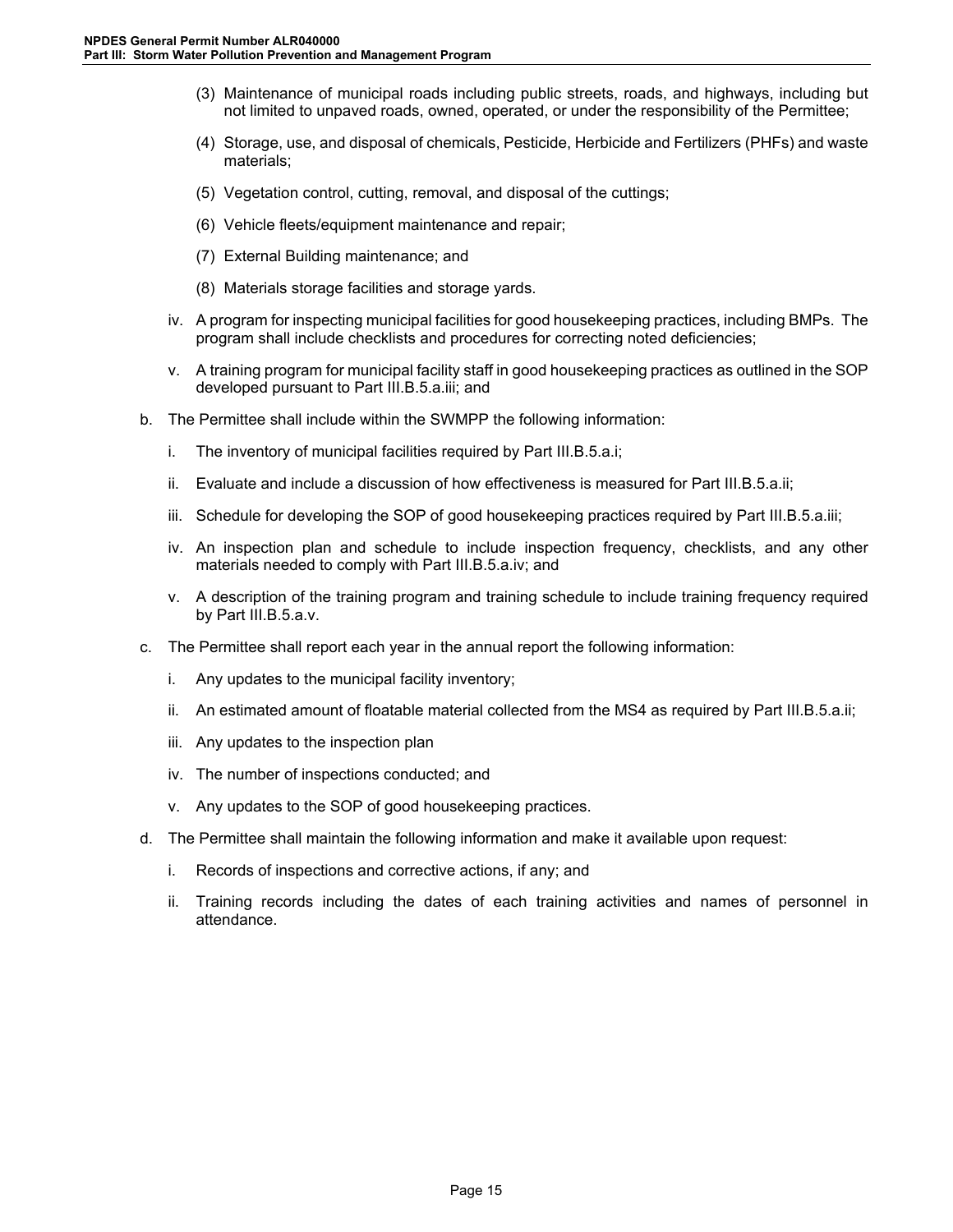(3) Maintenance of municipal roads including public streets, roads, and highways, including but not limited to unpaved roads, owned, operated, or under the responsibility of the Permittee;

(4) Storage, use, and disposal of chemicals, Pesticide, Herbicide and Fertilizers (PHFs) and waste materials;

(5) Vegetation control, cutting, removal, and disposal of the cuttings;

(6) Vehicle fleets/equipment maintenance and repair;

(7) External Building maintenance; and

(8) Materials storage facilities and storage yards.

iv. A program for inspecting municipal facilities for good housekeeping practices, including BMPs. The program shall include checklists and procedures for correcting noted deficiencies;

v. A training program for municipal facility staff in good housekeeping practices as outlined in the SOP developed pursuant to Part III.B.5.a.iii; and

b. The Permittee shall include within the SWMPP the following information:

i. The inventory of municipal facilities required by Part III.B.5.a.i;

ii. Evaluate and include a discussion of how effectiveness is measured for Part III.B.5.a.ii;

iii. Schedule for developing the SOP of good housekeeping practices required by Part III.B.5.a.iii;

iv. An inspection plan and schedule to include inspection frequency, checklists, and any other materials needed to comply with Part III.B.5.a.iv; and

v. A description of the training program and training schedule to include training frequency required by Part III.B.5.a.v.

c. The Permittee shall report each year in the annual report the following information:

i. Any updates to the municipal facility inventory;

ii. An estimated amount of floatable material collected from the MS4 as required by Part III.B.5.a.ii;

iii. Any updates to the inspection plan

iv. The number of inspections conducted; and

v. Any updates to the SOP of good housekeeping practices.

d. The Permittee shall maintain the following information and make it available upon request:

i. Records of inspections and corrective actions, if any; and

ii. Training records including the dates of each training activities and names of personnel in attendance.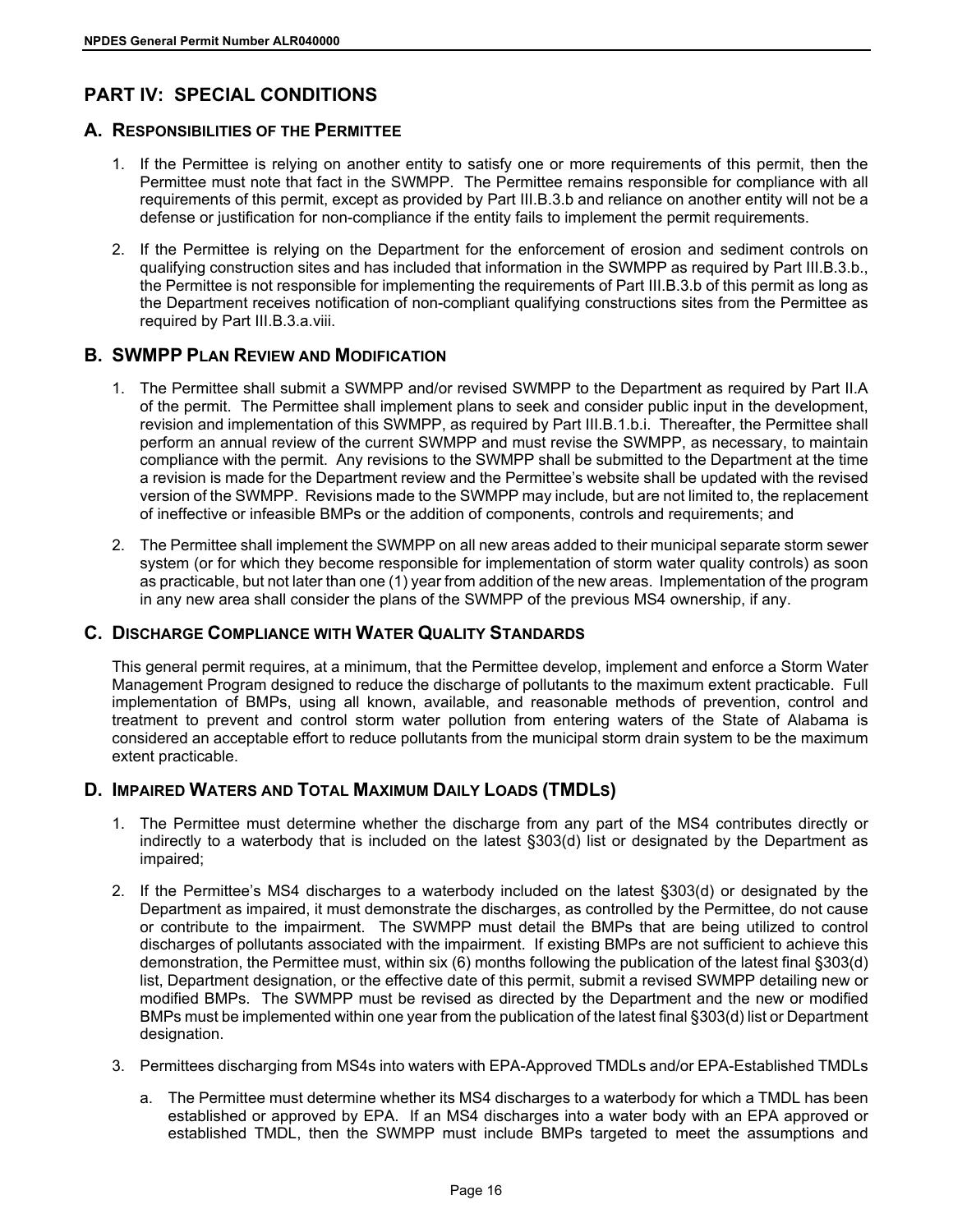# PART IV: SPECIAL CONDITIONS

## A. Responsibilities of the Permittee

1. If the Permittee is relying on another entity to satisfy one or more requirements of this permit, then the Permittee must note that fact in the SWMPP. The Permittee remains responsible for compliance with all requirements of this permit, except as provided by Part III.B.3.b and reliance on another entity will not be a defense or justification for non-compliance if the entity fails to implement the permit requirements.

2. If the Permittee is relying on the Department for the enforcement of erosion and sediment controls on qualifying construction sites and has included that information in the SWMPP as required by Part III.B.3.b., the Permittee is not responsible for implementing the requirements of Part III.B.3.b of this permit as long as the Department receives notification of non-compliant qualifying constructions sites from the Permittee as required by Part III.B.3.a.viii.

## B. SWMPP Plan Review and Modification

1. The Permittee shall submit a SWMPP and/or revised SWMPP to the Department as required by Part II.A of the permit. The Permittee shall implement plans to seek and consider public input in the development, revision and implementation of this SWMPP, as required by Part III.B.1.b.i. Thereafter, the Permittee shall perform an annual review of the current SWMPP and must revise the SWMPP, as necessary, to maintain compliance with the permit. Any revisions to the SWMPP shall be submitted to the Department at the time a revision is made for the Department review and the Permittee's website shall be updated with the revised version of the SWMPP. Revisions made to the SWMPP may include, but are not limited to, the replacement of ineffective or infeasible BMPs or the addition of components, controls and requirements; and

2. The Permittee shall implement the SWMPP on all new areas added to their municipal separate storm sewer system (or for which they become responsible for implementation of storm water quality controls) as soon as practicable, but not later than one (1) year from addition of the new areas. Implementation of the program in any new area shall consider the plans of the SWMPP of the previous MS4 ownership, if any.

## C. Discharge Compliance with Water Quality Standards

This general permit requires, at a minimum, that the Permittee develop, implement and enforce a Storm Water Management Program designed to reduce the discharge of pollutants to the maximum extent practicable. Full implementation of BMPs, using all known, available, and reasonable methods of prevention, control and treatment to prevent and control storm water pollution from entering waters of the State of Alabama is considered an acceptable effort to reduce pollutants from the municipal storm drain system to be the maximum extent practicable.

## D. Impaired Waters and Total Maximum Daily Loads (TMDLs)

1. The Permittee must determine whether the discharge from any part of the MS4 contributes directly or indirectly to a waterbody that is included on the latest §303(d) list or designated by the Department as impaired;

2. If the Permittee's MS4 discharges to a waterbody included on the latest §303(d) or designated by the Department as impaired, it must demonstrate the discharges, as controlled by the Permittee, do not cause or contribute to the impairment. The SWMPP must detail the BMPs that are being utilized to control discharges of pollutants associated with the impairment. If existing BMPs are not sufficient to achieve this demonstration, the Permittee must, within six (6) months following the publication of the latest final §303(d) list, Department designation, or the effective date of this permit, submit a revised SWMPP detailing new or modified BMPs. The SWMPP must be revised as directed by the Department and the new or modified BMPs must be implemented within one year from the publication of the latest final §303(d) list or Department designation.

3. Permittees discharging from MS4s into waters with EPA-Approved TMDLs and/or EPA-Established TMDLs

   a. The Permittee must determine whether its MS4 discharges to a waterbody for which a TMDL has been established or approved by EPA. If an MS4 discharges into a water body with an EPA approved or established TMDL, then the SWMPP must include BMPs targeted to meet the assumptions and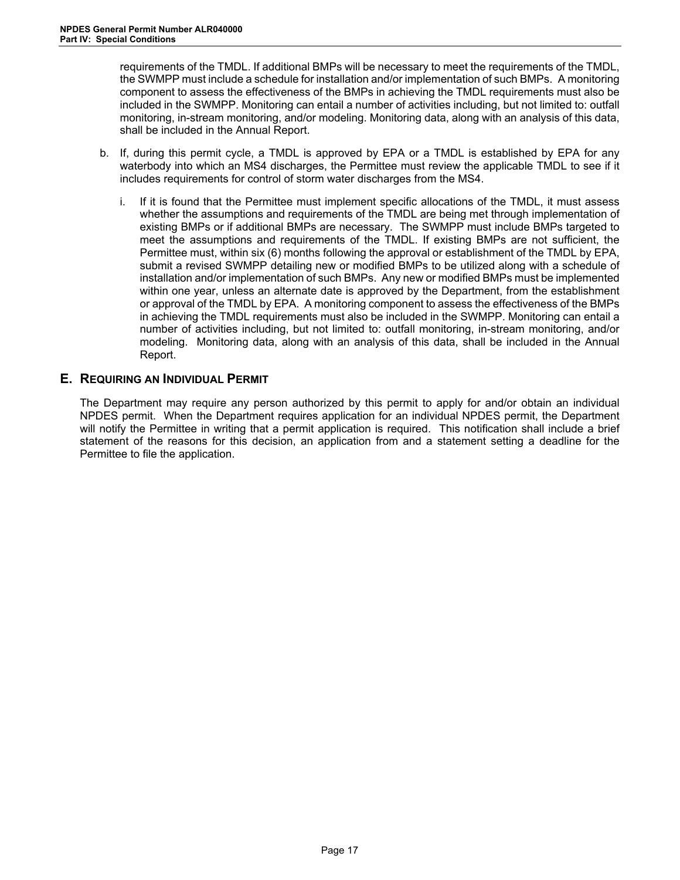requirements of the TMDL. If additional BMPs will be necessary to meet the requirements of the TMDL, the SWMPP must include a schedule for installation and/or implementation of such BMPs. A monitoring component to assess the effectiveness of the BMPs in achieving the TMDL requirements must also be included in the SWMPP. Monitoring can entail a number of activities including, but not limited to: outfall monitoring, in-stream monitoring, and/or modeling. Monitoring data, along with an analysis of this data, shall be included in the Annual Report.

b. If, during this permit cycle, a TMDL is approved by EPA or a TMDL is established by EPA for any waterbody into which an MS4 discharges, the Permittee must review the applicable TMDL to see if it includes requirements for control of storm water discharges from the MS4.

   i. If it is found that the Permittee must implement specific allocations of the TMDL, it must assess whether the assumptions and requirements of the TMDL are being met through implementation of existing BMPs or if additional BMPs are necessary. The SWMPP must include BMPs targeted to meet the assumptions and requirements of the TMDL. If existing BMPs are not sufficient, the Permittee must, within six (6) months following the approval or establishment of the TMDL by EPA, submit a revised SWMPP detailing new or modified BMPs to be utilized along with a schedule of installation and/or implementation of such BMPs. Any new or modified BMPs must be implemented within one year, unless an alternate date is approved by the Department, from the establishment or approval of the TMDL by EPA. A monitoring component to assess the effectiveness of the BMPs in achieving the TMDL requirements must also be included in the SWMPP. Monitoring can entail a number of activities including, but not limited to: outfall monitoring, in-stream monitoring, and/or modeling. Monitoring data, along with an analysis of this data, shall be included in the Annual Report.

## E. REQUIRING AN INDIVIDUAL PERMIT

The Department may require any person authorized by this permit to apply for and/or obtain an individual NPDES permit. When the Department requires application for an individual NPDES permit, the Department will notify the Permittee in writing that a permit application is required. This notification shall include a brief statement of the reasons for this decision, an application from and a statement setting a deadline for the Permittee to file the application.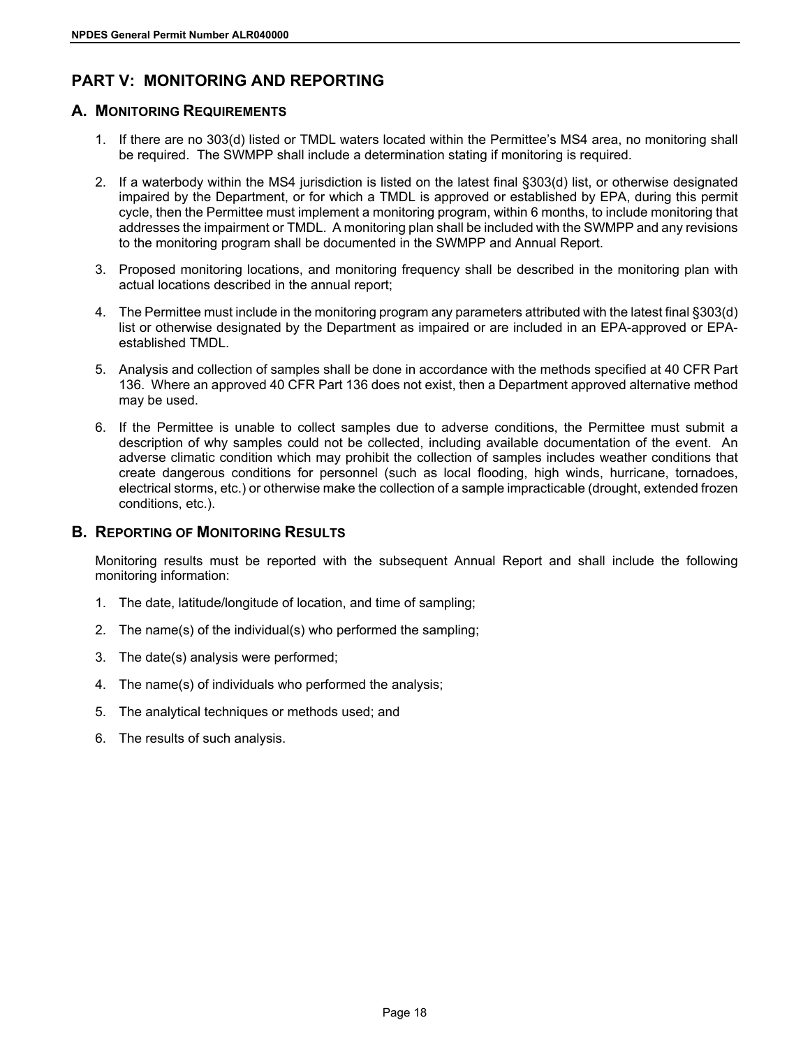## PART V: MONITORING AND REPORTING

### A. Monitoring Requirements

1. If there are no 303(d) listed or TMDL waters located within the Permittee's MS4 area, no monitoring shall be required. The SWMPP shall include a determination stating if monitoring is required.
2. If a waterbody within the MS4 jurisdiction is listed on the latest final §303(d) list, or otherwise designated impaired by the Department, or for which a TMDL is approved or established by EPA, during this permit cycle, then the Permittee must implement a monitoring program, within 6 months, to include monitoring that addresses the impairment or TMDL. A monitoring plan shall be included with the SWMPP and any revisions to the monitoring program shall be documented in the SWMPP and Annual Report.
3. Proposed monitoring locations, and monitoring frequency shall be described in the monitoring plan with actual locations described in the annual report;
4. The Permittee must include in the monitoring program any parameters attributed with the latest final §303(d) list or otherwise designated by the Department as impaired or are included in an EPA-approved or EPA-established TMDL.
5. Analysis and collection of samples shall be done in accordance with the methods specified at 40 CFR Part 136. Where an approved 40 CFR Part 136 does not exist, then a Department approved alternative method may be used.
6. If the Permittee is unable to collect samples due to adverse conditions, the Permittee must submit a description of why samples could not be collected, including available documentation of the event. An adverse climatic condition which may prohibit the collection of samples includes weather conditions that create dangerous conditions for personnel (such as local flooding, high winds, hurricane, tornadoes, electrical storms, etc.) or otherwise make the collection of a sample impracticable (drought, extended frozen conditions, etc.).

### B. Reporting of Monitoring Results

Monitoring results must be reported with the subsequent Annual Report and shall include the following monitoring information:

1. The date, latitude/longitude of location, and time of sampling;
2. The name(s) of the individual(s) who performed the sampling;
3. The date(s) analysis were performed;
4. The name(s) of individuals who performed the analysis;
5. The analytical techniques or methods used; and
6. The results of such analysis.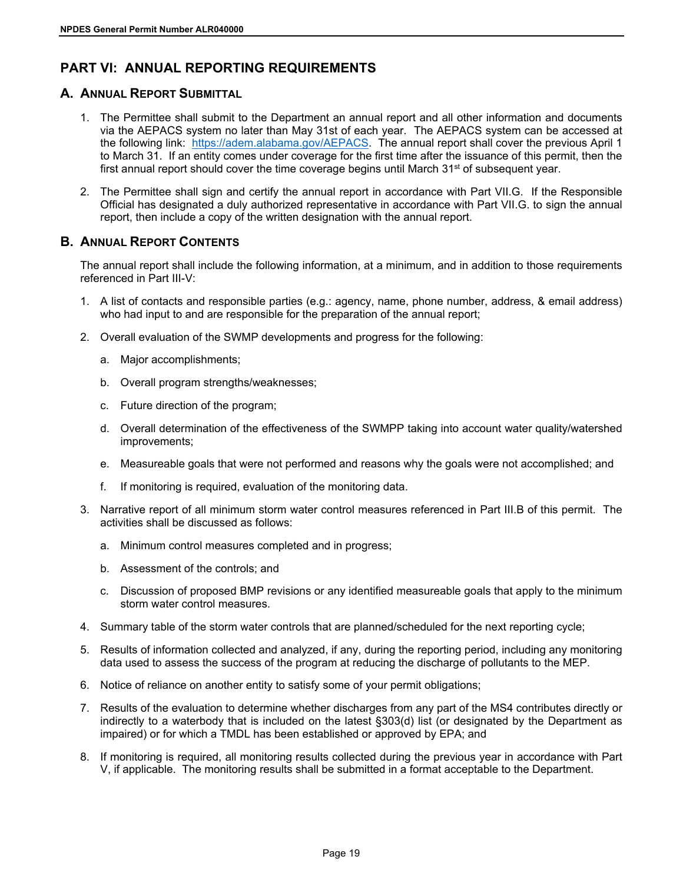## PART VI: ANNUAL REPORTING REQUIREMENTS

### A. Annual Report Submittal

1. The Permittee shall submit to the Department an annual report and all other information and documents via the AEPACS system no later than May 31st of each year. The AEPACS system can be accessed at the following link: [https://adem.alabama.gov/AEPACS](https://adem.alabama.gov/AEPACS). The annual report shall cover the previous April 1 to March 31. If an entity comes under coverage for the first time after the issuance of this permit, then the first annual report should cover the time coverage begins until March 31st of subsequent year.

2. The Permittee shall sign and certify the annual report in accordance with Part VII.G. If the Responsible Official has designated a duly authorized representative in accordance with Part VII.G. to sign the annual report, then include a copy of the written designation with the annual report.

### B. Annual Report Contents

The annual report shall include the following information, at a minimum, and in addition to those requirements referenced in Part III-V:

1. A list of contacts and responsible parties (e.g.: agency, name, phone number, address, & email address) who had input to and are responsible for the preparation of the annual report;

2. Overall evaluation of the SWMP developments and progress for the following:

   a. Major accomplishments;

   b. Overall program strengths/weaknesses;

   c. Future direction of the program;

   d. Overall determination of the effectiveness of the SWMPP taking into account water quality/watershed improvements;

   e. Measureable goals that were not performed and reasons why the goals were not accomplished; and

   f. If monitoring is required, evaluation of the monitoring data.

3. Narrative report of all minimum storm water control measures referenced in Part III.B of this permit. The activities shall be discussed as follows:

   a. Minimum control measures completed and in progress;

   b. Assessment of the controls; and

   c. Discussion of proposed BMP revisions or any identified measureable goals that apply to the minimum storm water control measures.

4. Summary table of the storm water controls that are planned/scheduled for the next reporting cycle;

5. Results of information collected and analyzed, if any, during the reporting period, including any monitoring data used to assess the success of the program at reducing the discharge of pollutants to the MEP.

6. Notice of reliance on another entity to satisfy some of your permit obligations;

7. Results of the evaluation to determine whether discharges from any part of the MS4 contributes directly or indirectly to a waterbody that is included on the latest §303(d) list (or designated by the Department as impaired) or for which a TMDL has been established or approved by EPA; and

8. If monitoring is required, all monitoring results collected during the previous year in accordance with Part V, if applicable. The monitoring results shall be submitted in a format acceptable to the Department.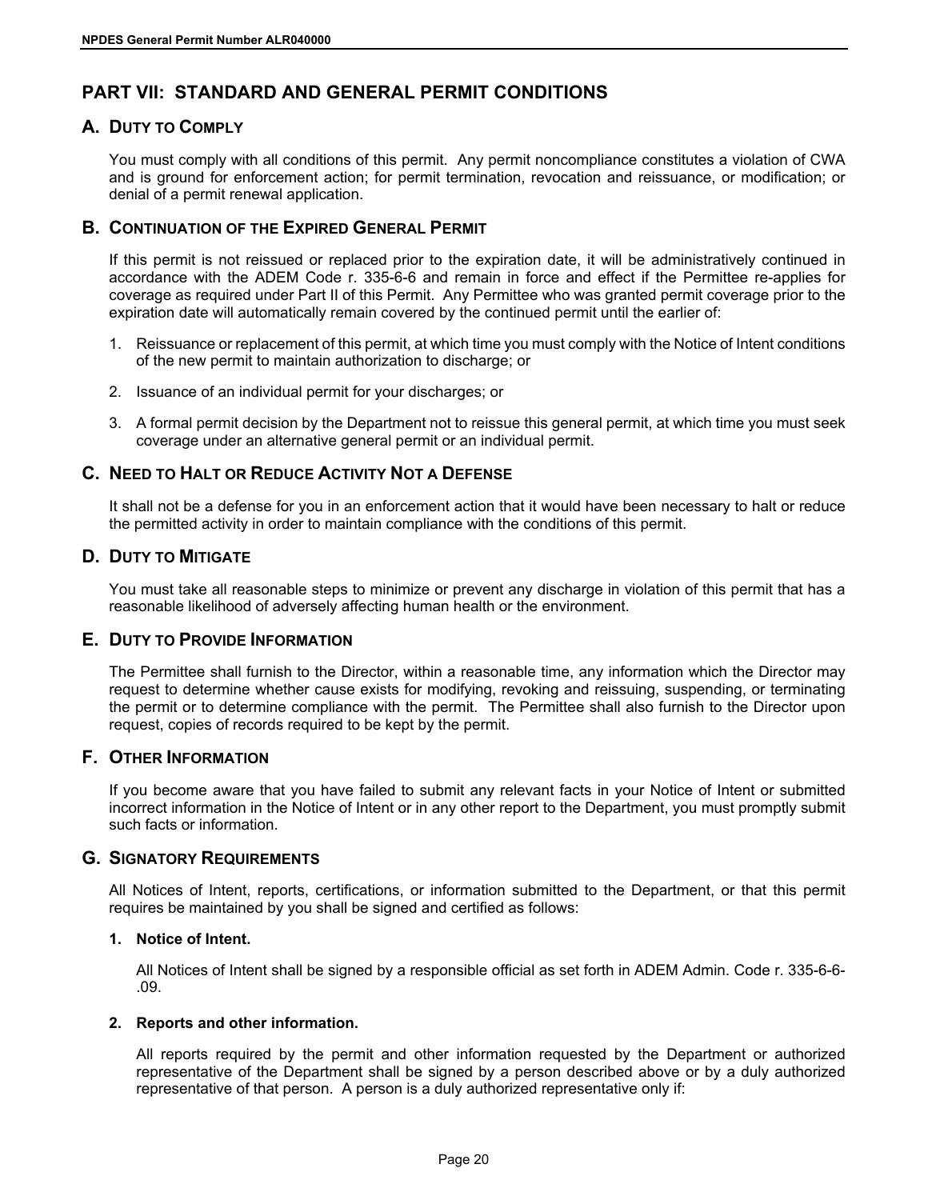## PART VII: STANDARD AND GENERAL PERMIT CONDITIONS

### A. Duty to Comply

You must comply with all conditions of this permit. Any permit noncompliance constitutes a violation of CWA and is ground for enforcement action; for permit termination, revocation and reissuance, or modification; or denial of a permit renewal application.

### B. Continuation of the Expired General Permit

If this permit is not reissued or replaced prior to the expiration date, it will be administratively continued in accordance with the ADEM Code r. 335-6-6 and remain in force and effect if the Permittee re-applies for coverage as required under Part II of this Permit. Any Permittee who was granted permit coverage prior to the expiration date will automatically remain covered by the continued permit until the earlier of:

1. Reissuance or replacement of this permit, at which time you must comply with the Notice of Intent conditions of the new permit to maintain authorization to discharge; or
2. Issuance of an individual permit for your discharges; or
3. A formal permit decision by the Department not to reissue this general permit, at which time you must seek coverage under an alternative general permit or an individual permit.

### C. Need to Halt or Reduce Activity Not a Defense

It shall not be a defense for you in an enforcement action that it would have been necessary to halt or reduce the permitted activity in order to maintain compliance with the conditions of this permit.

### D. Duty to Mitigate

You must take all reasonable steps to minimize or prevent any discharge in violation of this permit that has a reasonable likelihood of adversely affecting human health or the environment.

### E. Duty to Provide Information

The Permittee shall furnish to the Director, within a reasonable time, any information which the Director may request to determine whether cause exists for modifying, revoking and reissuing, suspending, or terminating the permit or to determine compliance with the permit. The Permittee shall also furnish to the Director upon request, copies of records required to be kept by the permit.

### F. Other Information

If you become aware that you have failed to submit any relevant facts in your Notice of Intent or submitted incorrect information in the Notice of Intent or in any other report to the Department, you must promptly submit such facts or information.

### G. Signatory Requirements

All Notices of Intent, reports, certifications, or information submitted to the Department, or that this permit requires be maintained by you shall be signed and certified as follows:

**1. Notice of Intent.**

All Notices of Intent shall be signed by a responsible official as set forth in ADEM Admin. Code r. 335-6-6-.09.

**2. Reports and other information.**

All reports required by the permit and other information requested by the Department or authorized representative of the Department shall be signed by a person described above or by a duly authorized representative of that person. A person is a duly authorized representative only if: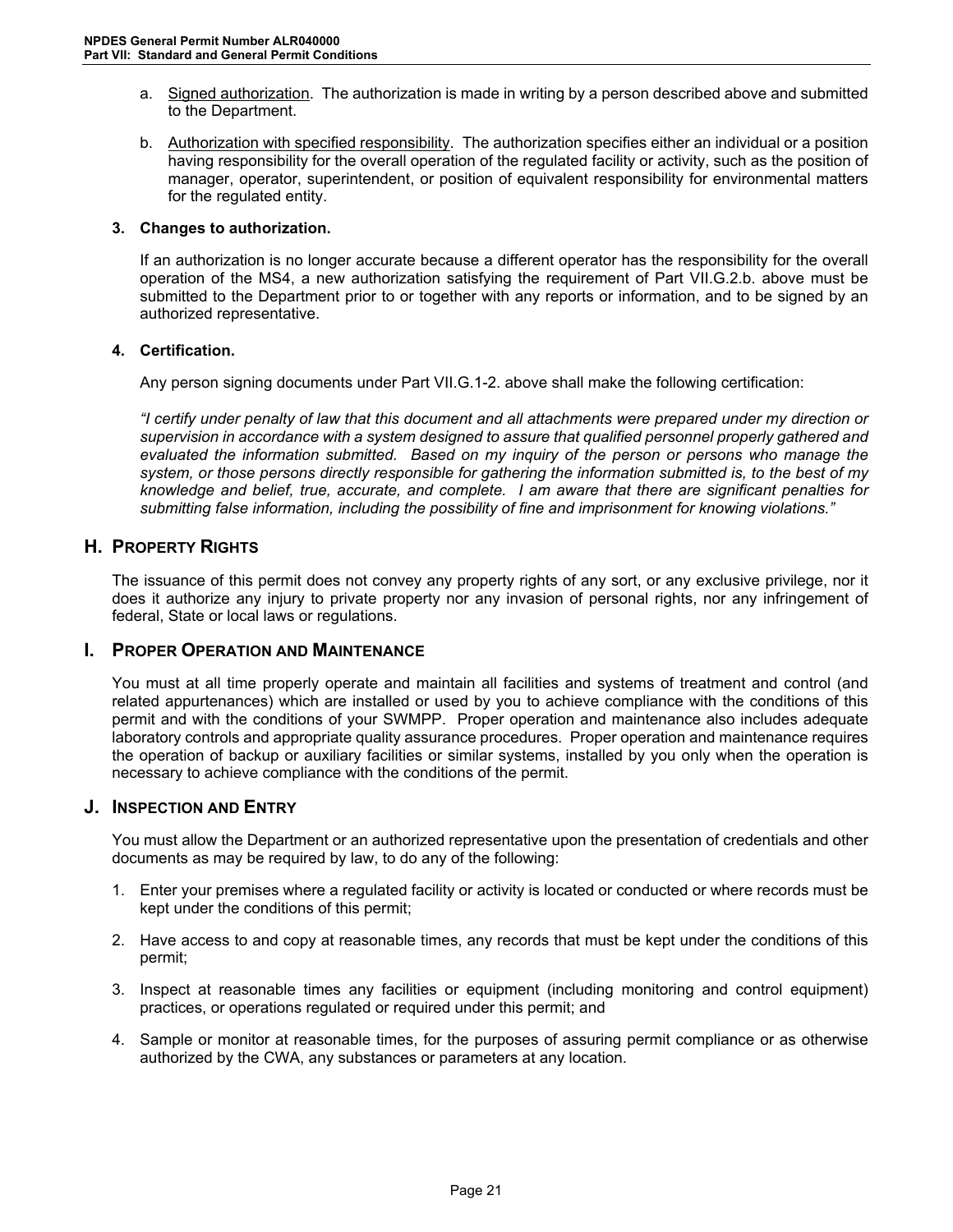a. Signed authorization. The authorization is made in writing by a person described above and submitted to the Department.

b. Authorization with specified responsibility. The authorization specifies either an individual or a position having responsibility for the overall operation of the regulated facility or activity, such as the position of manager, operator, superintendent, or position of equivalent responsibility for environmental matters for the regulated entity.

**3. Changes to authorization.**

If an authorization is no longer accurate because a different operator has the responsibility for the overall operation of the MS4, a new authorization satisfying the requirement of Part VII.G.2.b. above must be submitted to the Department prior to or together with any reports or information, and to be signed by an authorized representative.

**4. Certification.**

Any person signing documents under Part VII.G.1-2. above shall make the following certification:

*"I certify under penalty of law that this document and all attachments were prepared under my direction or supervision in accordance with a system designed to assure that qualified personnel properly gathered and evaluated the information submitted. Based on my inquiry of the person or persons who manage the system, or those persons directly responsible for gathering the information submitted is, to the best of my knowledge and belief, true, accurate, and complete. I am aware that there are significant penalties for submitting false information, including the possibility of fine and imprisonment for knowing violations."*

## H. Property Rights

The issuance of this permit does not convey any property rights of any sort, or any exclusive privilege, nor it does it authorize any injury to private property nor any invasion of personal rights, nor any infringement of federal, State or local laws or regulations.

## I. Proper Operation and Maintenance

You must at all time properly operate and maintain all facilities and systems of treatment and control (and related appurtenances) which are installed or used by you to achieve compliance with the conditions of this permit and with the conditions of your SWMPP. Proper operation and maintenance also includes adequate laboratory controls and appropriate quality assurance procedures. Proper operation and maintenance requires the operation of backup or auxiliary facilities or similar systems, installed by you only when the operation is necessary to achieve compliance with the conditions of the permit.

## J. Inspection and Entry

You must allow the Department or an authorized representative upon the presentation of credentials and other documents as may be required by law, to do any of the following:

1. Enter your premises where a regulated facility or activity is located or conducted or where records must be kept under the conditions of this permit;

2. Have access to and copy at reasonable times, any records that must be kept under the conditions of this permit;

3. Inspect at reasonable times any facilities or equipment (including monitoring and control equipment) practices, or operations regulated or required under this permit; and

4. Sample or monitor at reasonable times, for the purposes of assuring permit compliance or as otherwise authorized by the CWA, any substances or parameters at any location.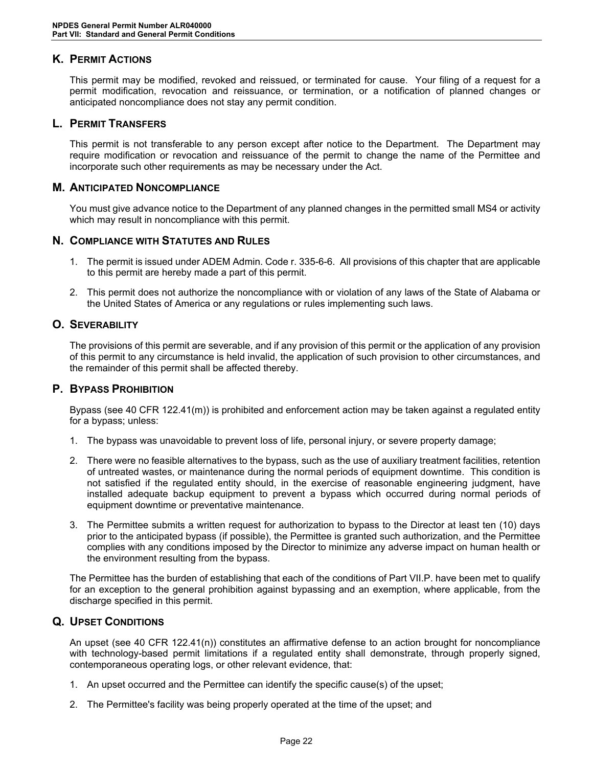## K. Permit Actions

This permit may be modified, revoked and reissued, or terminated for cause. Your filing of a request for a permit modification, revocation and reissuance, or termination, or a notification of planned changes or anticipated noncompliance does not stay any permit condition.

## L. Permit Transfers

This permit is not transferable to any person except after notice to the Department. The Department may require modification or revocation and reissuance of the permit to change the name of the Permittee and incorporate such other requirements as may be necessary under the Act.

## M. Anticipated Noncompliance

You must give advance notice to the Department of any planned changes in the permitted small MS4 or activity which may result in noncompliance with this permit.

## N. Compliance with Statutes and Rules

1. The permit is issued under ADEM Admin. Code r. 335-6-6. All provisions of this chapter that are applicable to this permit are hereby made a part of this permit.

2. This permit does not authorize the noncompliance with or violation of any laws of the State of Alabama or the United States of America or any regulations or rules implementing such laws.

## O. Severability

The provisions of this permit are severable, and if any provision of this permit or the application of any provision of this permit to any circumstance is held invalid, the application of such provision to other circumstances, and the remainder of this permit shall be affected thereby.

## P. Bypass Prohibition

Bypass (see 40 CFR 122.41(m)) is prohibited and enforcement action may be taken against a regulated entity for a bypass; unless:

1. The bypass was unavoidable to prevent loss of life, personal injury, or severe property damage;

2. There were no feasible alternatives to the bypass, such as the use of auxiliary treatment facilities, retention of untreated wastes, or maintenance during the normal periods of equipment downtime. This condition is not satisfied if the regulated entity should, in the exercise of reasonable engineering judgment, have installed adequate backup equipment to prevent a bypass which occurred during normal periods of equipment downtime or preventative maintenance.

3. The Permittee submits a written request for authorization to bypass to the Director at least ten (10) days prior to the anticipated bypass (if possible), the Permittee is granted such authorization, and the Permittee complies with any conditions imposed by the Director to minimize any adverse impact on human health or the environment resulting from the bypass.

The Permittee has the burden of establishing that each of the conditions of Part VII.P. have been met to qualify for an exception to the general prohibition against bypassing and an exemption, where applicable, from the discharge specified in this permit.

## Q. Upset Conditions

An upset (see 40 CFR 122.41(n)) constitutes an affirmative defense to an action brought for noncompliance with technology-based permit limitations if a regulated entity shall demonstrate, through properly signed, contemporaneous operating logs, or other relevant evidence, that:

1. An upset occurred and the Permittee can identify the specific cause(s) of the upset;

2. The Permittee's facility was being properly operated at the time of the upset; and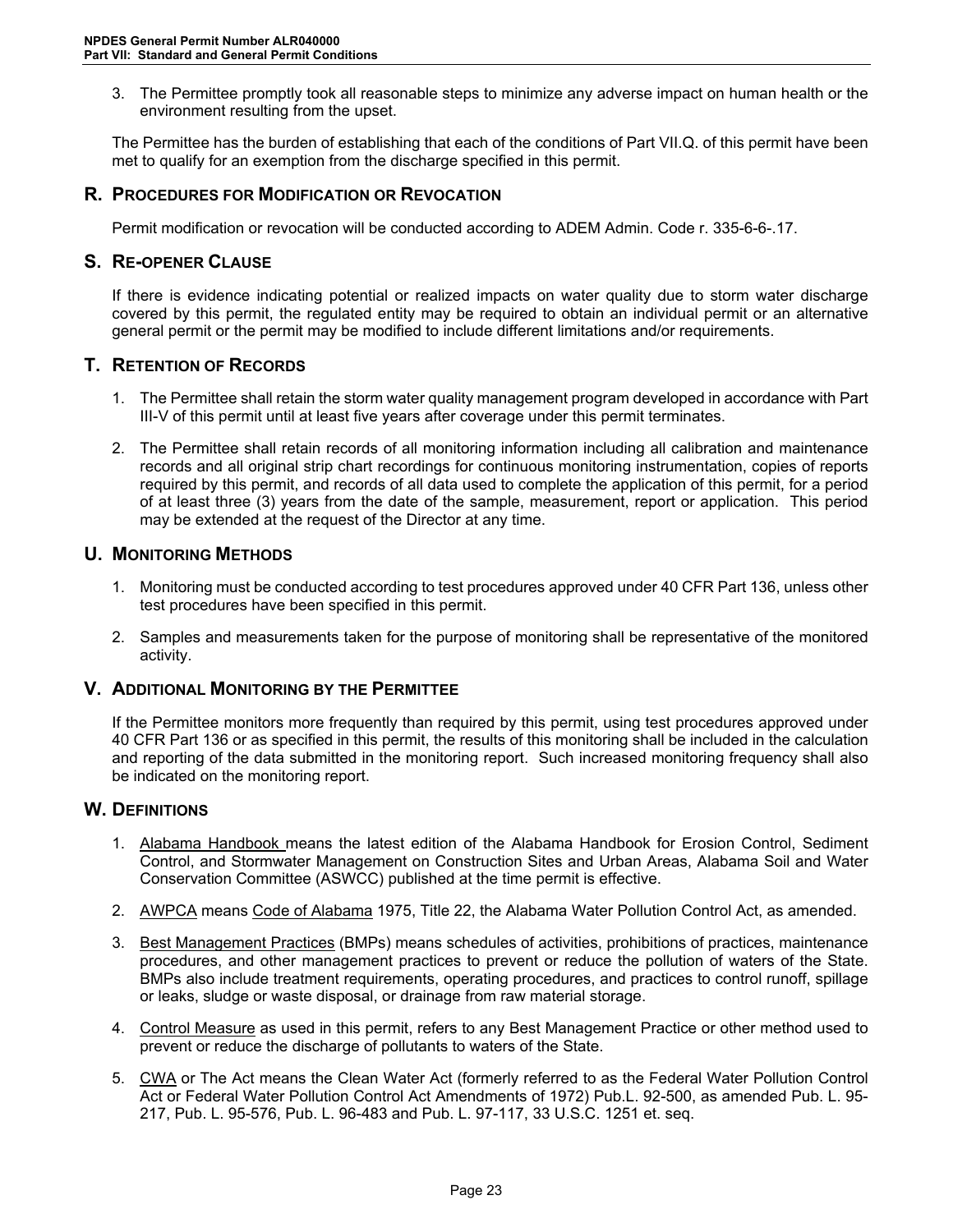3. The Permittee promptly took all reasonable steps to minimize any adverse impact on human health or the environment resulting from the upset.

The Permittee has the burden of establishing that each of the conditions of Part VII.Q. of this permit have been met to qualify for an exemption from the discharge specified in this permit.

## R. Procedures for Modification or Revocation

Permit modification or revocation will be conducted according to ADEM Admin. Code r. 335-6-6-.17.

## S. Re-opener Clause

If there is evidence indicating potential or realized impacts on water quality due to storm water discharge covered by this permit, the regulated entity may be required to obtain an individual permit or an alternative general permit or the permit may be modified to include different limitations and/or requirements.

## T. Retention of Records

1. The Permittee shall retain the storm water quality management program developed in accordance with Part III-V of this permit until at least five years after coverage under this permit terminates.

2. The Permittee shall retain records of all monitoring information including all calibration and maintenance records and all original strip chart recordings for continuous monitoring instrumentation, copies of reports required by this permit, and records of all data used to complete the application of this permit, for a period of at least three (3) years from the date of the sample, measurement, report or application. This period may be extended at the request of the Director at any time.

## U. Monitoring Methods

1. Monitoring must be conducted according to test procedures approved under 40 CFR Part 136, unless other test procedures have been specified in this permit.

2. Samples and measurements taken for the purpose of monitoring shall be representative of the monitored activity.

## V. Additional Monitoring by the Permittee

If the Permittee monitors more frequently than required by this permit, using test procedures approved under 40 CFR Part 136 or as specified in this permit, the results of this monitoring shall be included in the calculation and reporting of the data submitted in the monitoring report. Such increased monitoring frequency shall also be indicated on the monitoring report.

## W. Definitions

1. Alabama Handbook means the latest edition of the Alabama Handbook for Erosion Control, Sediment Control, and Stormwater Management on Construction Sites and Urban Areas, Alabama Soil and Water Conservation Committee (ASWCC) published at the time permit is effective.

2. AWPCA means Code of Alabama 1975, Title 22, the Alabama Water Pollution Control Act, as amended.

3. Best Management Practices (BMPs) means schedules of activities, prohibitions of practices, maintenance procedures, and other management practices to prevent or reduce the pollution of waters of the State. BMPs also include treatment requirements, operating procedures, and practices to control runoff, spillage or leaks, sludge or waste disposal, or drainage from raw material storage.

4. Control Measure as used in this permit, refers to any Best Management Practice or other method used to prevent or reduce the discharge of pollutants to waters of the State.

5. CWA or The Act means the Clean Water Act (formerly referred to as the Federal Water Pollution Control Act or Federal Water Pollution Control Act Amendments of 1972) Pub.L. 92-500, as amended Pub. L. 95-217, Pub. L. 95-576, Pub. L. 96-483 and Pub. L. 97-117, 33 U.S.C. 1251 et. seq.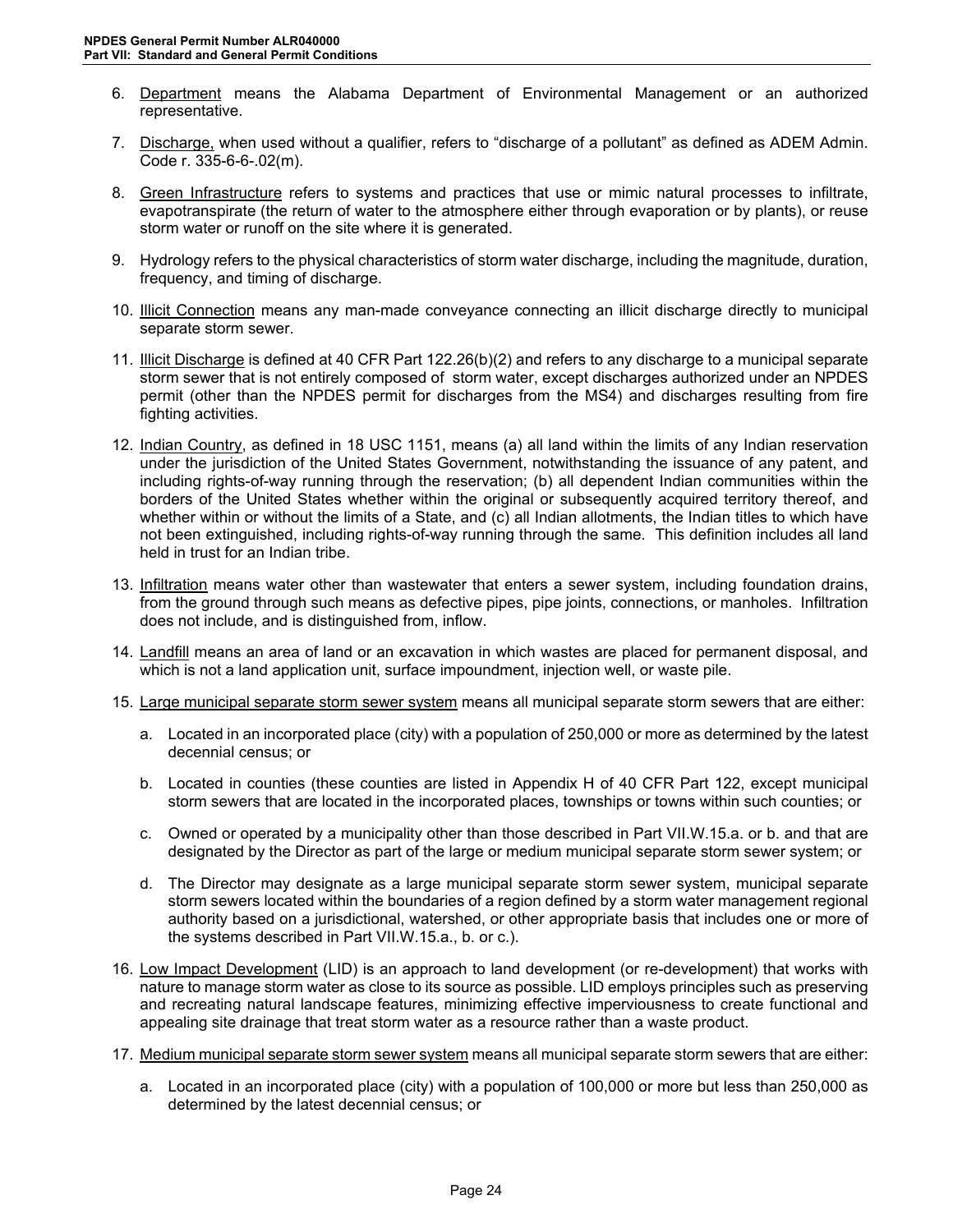6. Department means the Alabama Department of Environmental Management or an authorized representative.

7. Discharge, when used without a qualifier, refers to "discharge of a pollutant" as defined as ADEM Admin. Code r. 335-6-6-.02(m).

8. Green Infrastructure refers to systems and practices that use or mimic natural processes to infiltrate, evapotranspirate (the return of water to the atmosphere either through evaporation or by plants), or reuse storm water or runoff on the site where it is generated.

9. Hydrology refers to the physical characteristics of storm water discharge, including the magnitude, duration, frequency, and timing of discharge.

10. Illicit Connection means any man-made conveyance connecting an illicit discharge directly to municipal separate storm sewer.

11. Illicit Discharge is defined at 40 CFR Part 122.26(b)(2) and refers to any discharge to a municipal separate storm sewer that is not entirely composed of storm water, except discharges authorized under an NPDES permit (other than the NPDES permit for discharges from the MS4) and discharges resulting from fire fighting activities.

12. Indian Country, as defined in 18 USC 1151, means (a) all land within the limits of any Indian reservation under the jurisdiction of the United States Government, notwithstanding the issuance of any patent, and including rights-of-way running through the reservation; (b) all dependent Indian communities within the borders of the United States whether within the original or subsequently acquired territory thereof, and whether within or without the limits of a State, and (c) all Indian allotments, the Indian titles to which have not been extinguished, including rights-of-way running through the same. This definition includes all land held in trust for an Indian tribe.

13. Infiltration means water other than wastewater that enters a sewer system, including foundation drains, from the ground through such means as defective pipes, pipe joints, connections, or manholes. Infiltration does not include, and is distinguished from, inflow.

14. Landfill means an area of land or an excavation in which wastes are placed for permanent disposal, and which is not a land application unit, surface impoundment, injection well, or waste pile.

15. Large municipal separate storm sewer system means all municipal separate storm sewers that are either:

    a. Located in an incorporated place (city) with a population of 250,000 or more as determined by the latest decennial census; or

    b. Located in counties (these counties are listed in Appendix H of 40 CFR Part 122, except municipal storm sewers that are located in the incorporated places, townships or towns within such counties; or

    c. Owned or operated by a municipality other than those described in Part VII.W.15.a. or b. and that are designated by the Director as part of the large or medium municipal separate storm sewer system; or

    d. The Director may designate as a large municipal separate storm sewer system, municipal separate storm sewers located within the boundaries of a region defined by a storm water management regional authority based on a jurisdictional, watershed, or other appropriate basis that includes one or more of the systems described in Part VII.W.15.a., b. or c.).

16. Low Impact Development (LID) is an approach to land development (or re-development) that works with nature to manage storm water as close to its source as possible. LID employs principles such as preserving and recreating natural landscape features, minimizing effective imperviousness to create functional and appealing site drainage that treat storm water as a resource rather than a waste product.

17. Medium municipal separate storm sewer system means all municipal separate storm sewers that are either:

    a. Located in an incorporated place (city) with a population of 100,000 or more but less than 250,000 as determined by the latest decennial census; or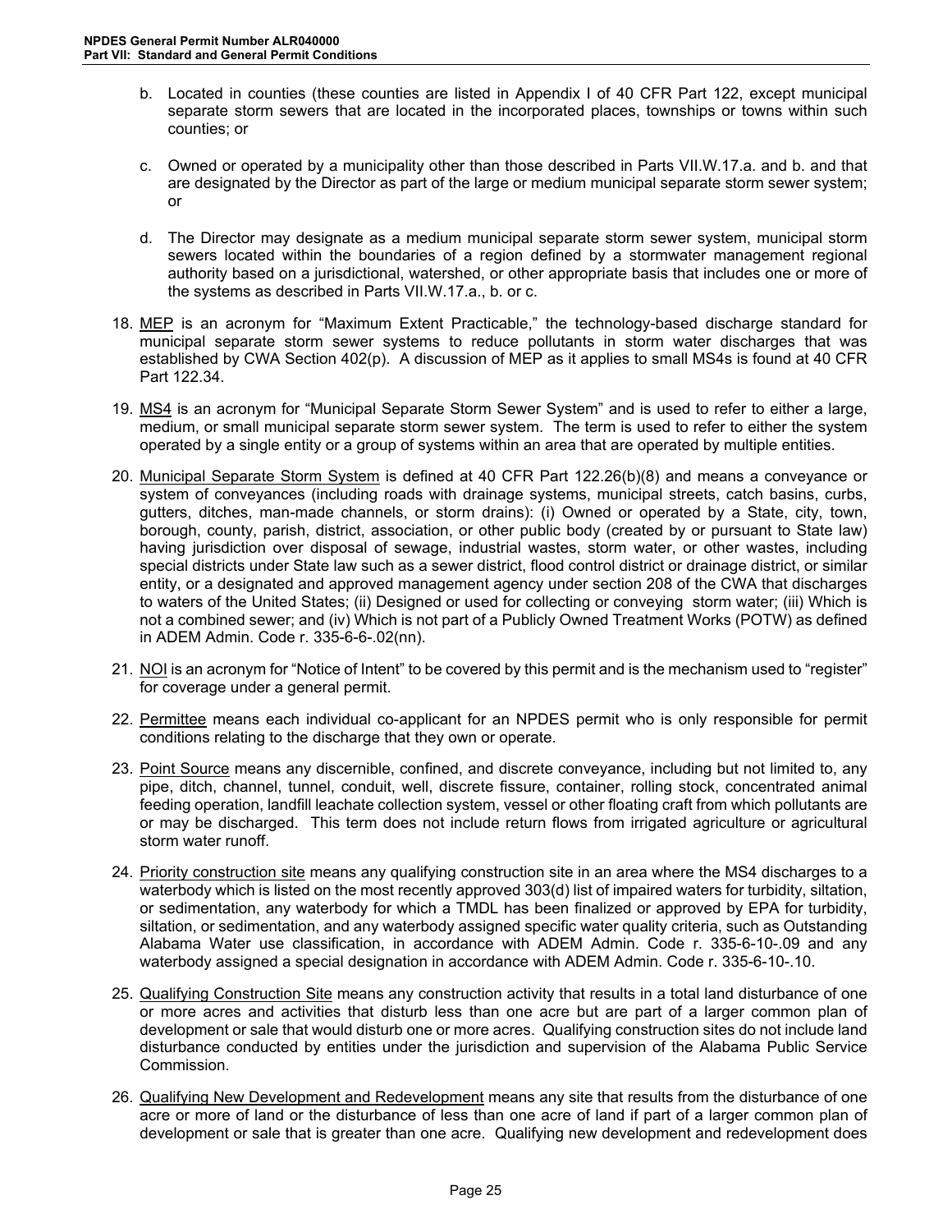b. Located in counties (these counties are listed in Appendix I of 40 CFR Part 122, except municipal separate storm sewers that are located in the incorporated places, townships or towns within such counties; or

c. Owned or operated by a municipality other than those described in Parts VII.W.17.a. and b. and that are designated by the Director as part of the large or medium municipal separate storm sewer system; or

d. The Director may designate as a medium municipal separate storm sewer system, municipal storm sewers located within the boundaries of a region defined by a stormwater management regional authority based on a jurisdictional, watershed, or other appropriate basis that includes one or more of the systems as described in Parts VII.W.17.a., b. or c.

18. MEP is an acronym for "Maximum Extent Practicable," the technology-based discharge standard for municipal separate storm sewer systems to reduce pollutants in storm water discharges that was established by CWA Section 402(p). A discussion of MEP as it applies to small MS4s is found at 40 CFR Part 122.34.

19. MS4 is an acronym for "Municipal Separate Storm Sewer System" and is used to refer to either a large, medium, or small municipal separate storm sewer system. The term is used to refer to either the system operated by a single entity or a group of systems within an area that are operated by multiple entities.

20. Municipal Separate Storm System is defined at 40 CFR Part 122.26(b)(8) and means a conveyance or system of conveyances (including roads with drainage systems, municipal streets, catch basins, curbs, gutters, ditches, man-made channels, or storm drains): (i) Owned or operated by a State, city, town, borough, county, parish, district, association, or other public body (created by or pursuant to State law) having jurisdiction over disposal of sewage, industrial wastes, storm water, or other wastes, including special districts under State law such as a sewer district, flood control district or drainage district, or similar entity, or a designated and approved management agency under section 208 of the CWA that discharges to waters of the United States; (ii) Designed or used for collecting or conveying storm water; (iii) Which is not a combined sewer; and (iv) Which is not part of a Publicly Owned Treatment Works (POTW) as defined in ADEM Admin. Code r. 335-6-6-.02(nn).

21. NOI is an acronym for "Notice of Intent" to be covered by this permit and is the mechanism used to "register" for coverage under a general permit.

22. Permittee means each individual co-applicant for an NPDES permit who is only responsible for permit conditions relating to the discharge that they own or operate.

23. Point Source means any discernible, confined, and discrete conveyance, including but not limited to, any pipe, ditch, channel, tunnel, conduit, well, discrete fissure, container, rolling stock, concentrated animal feeding operation, landfill leachate collection system, vessel or other floating craft from which pollutants are or may be discharged. This term does not include return flows from irrigated agriculture or agricultural storm water runoff.

24. Priority construction site means any qualifying construction site in an area where the MS4 discharges to a waterbody which is listed on the most recently approved 303(d) list of impaired waters for turbidity, siltation, or sedimentation, any waterbody for which a TMDL has been finalized or approved by EPA for turbidity, siltation, or sedimentation, and any waterbody assigned specific water quality criteria, such as Outstanding Alabama Water use classification, in accordance with ADEM Admin. Code r. 335-6-10-.09 and any waterbody assigned a special designation in accordance with ADEM Admin. Code r. 335-6-10-.10.

25. Qualifying Construction Site means any construction activity that results in a total land disturbance of one or more acres and activities that disturb less than one acre but are part of a larger common plan of development or sale that would disturb one or more acres. Qualifying construction sites do not include land disturbance conducted by entities under the jurisdiction and supervision of the Alabama Public Service Commission.

26. Qualifying New Development and Redevelopment means any site that results from the disturbance of one acre or more of land or the disturbance of less than one acre of land if part of a larger common plan of development or sale that is greater than one acre. Qualifying new development and redevelopment does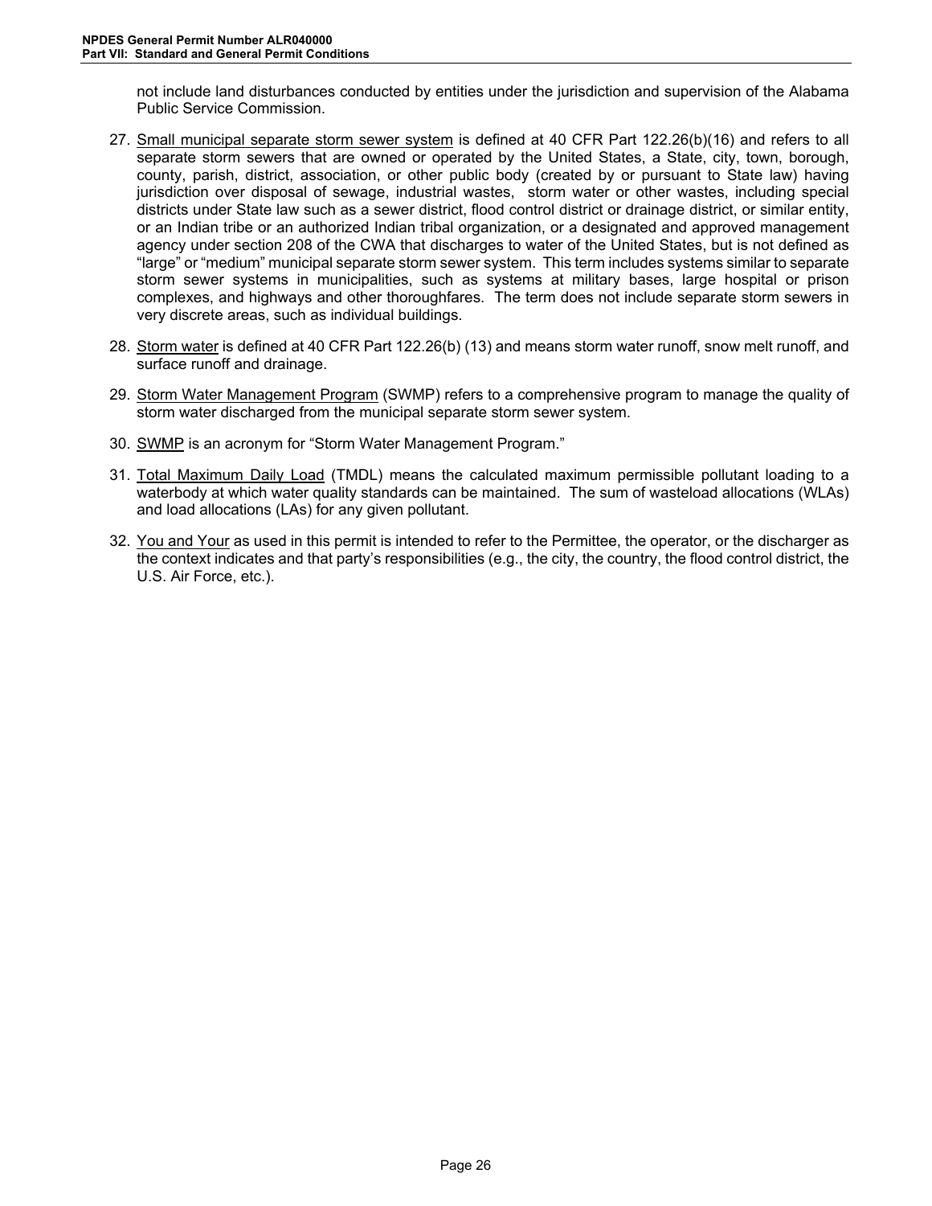not include land disturbances conducted by entities under the jurisdiction and supervision of the Alabama Public Service Commission.

27. Small municipal separate storm sewer system is defined at 40 CFR Part 122.26(b)(16) and refers to all separate storm sewers that are owned or operated by the United States, a State, city, town, borough, county, parish, district, association, or other public body (created by or pursuant to State law) having jurisdiction over disposal of sewage, industrial wastes, storm water or other wastes, including special districts under State law such as a sewer district, flood control district or drainage district, or similar entity, or an Indian tribe or an authorized Indian tribal organization, or a designated and approved management agency under section 208 of the CWA that discharges to water of the United States, but is not defined as "large" or "medium" municipal separate storm sewer system. This term includes systems similar to separate storm sewer systems in municipalities, such as systems at military bases, large hospital or prison complexes, and highways and other thoroughfares. The term does not include separate storm sewers in very discrete areas, such as individual buildings.

28. Storm water is defined at 40 CFR Part 122.26(b) (13) and means storm water runoff, snow melt runoff, and surface runoff and drainage.

29. Storm Water Management Program (SWMP) refers to a comprehensive program to manage the quality of storm water discharged from the municipal separate storm sewer system.

30. SWMP is an acronym for "Storm Water Management Program."

31. Total Maximum Daily Load (TMDL) means the calculated maximum permissible pollutant loading to a waterbody at which water quality standards can be maintained. The sum of wasteload allocations (WLAs) and load allocations (LAs) for any given pollutant.

32. You and Your as used in this permit is intended to refer to the Permittee, the operator, or the discharger as the context indicates and that party's responsibilities (e.g., the city, the country, the flood control district, the U.S. Air Force, etc.).